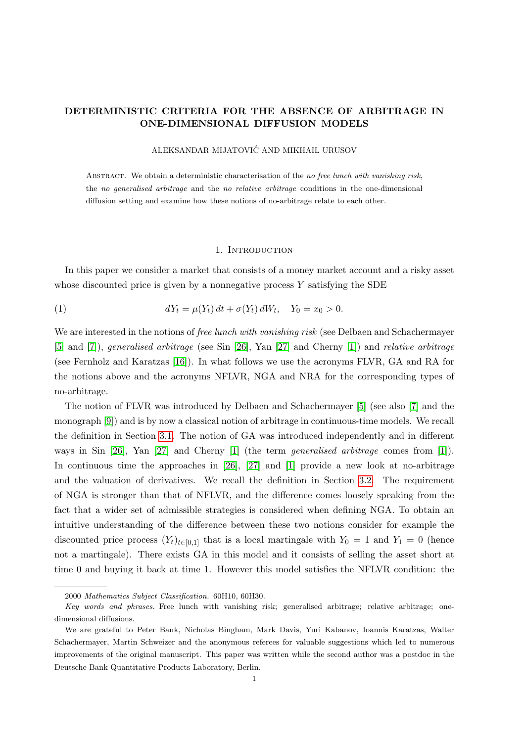# DETERMINISTIC CRITERIA FOR THE ABSENCE OF ARBITRAGE IN ONE-DIMENSIONAL DIFFUSION MODELS

ALEKSANDAR MIJATOVIĆ AND MIKHAIL URUSOV

ABSTRACT. We obtain a deterministic characterisation of the *no free lunch with vanishing risk*, the *no generalised arbitrage* and the *no relative arbitrage* conditions in the one-dimensional diffusion setting and examine how these notions of no-arbitrage relate to each other.

## 1. Introduction

In this paper we consider a market that consists of a money market account and a risky asset whose discounted price is given by a nonnegative process $Y$ satisfying the SDE

$$dY_t = \mu(Y_t)\,dt + \sigma(Y_t)\,dW_t, \quad Y_0 = x_0 > 0. \tag{1}$$

We are interested in the notions of *free lunch with vanishing risk* (see Delbaen and Schachermayer [5] and [7]), *generalised arbitrage* (see Sin [26], Yan [27] and Cherny [1]) and *relative arbitrage* (see Fernholz and Karatzas [16]). In what follows we use the acronyms FLVR, GA and RA for the notions above and the acronyms NFLVR, NGA and NRA for the corresponding types of no-arbitrage.

The notion of FLVR was introduced by Delbaen and Schachermayer [5] (see also [7] and the monograph [9]) and is by now a classical notion of arbitrage in continuous-time models. We recall the definition in Section 3.1. The notion of GA was introduced independently and in different ways in Sin [26], Yan [27] and Cherny [1] (the term *generalised arbitrage* comes from [1]). In continuous time the approaches in [26], [27] and [1] provide a new look at no-arbitrage and the valuation of derivatives. We recall the definition in Section 3.2. The requirement of NGA is stronger than that of NFLVR, and the difference comes loosely speaking from the fact that a wider set of admissible strategies is considered when defining NGA. To obtain an intuitive understanding of the difference between these two notions consider for example the discounted price process $(Y_t)_{t\in[0,1]}$ that is a local martingale with $Y_0 = 1$ and $Y_1 = 0$ (hence not a martingale). There exists GA in this model and it consists of selling the asset short at time 0 and buying it back at time 1. However this model satisfies the NFLVR condition: the

2000 *Mathematics Subject Classification.* 60H10, 60H30.

*Key words and phrases.* Free lunch with vanishing risk; generalised arbitrage; relative arbitrage; one-dimensional diffusions.

We are grateful to Peter Bank, Nicholas Bingham, Mark Davis, Yuri Kabanov, Ioannis Karatzas, Walter Schachermayer, Martin Schweizer and the anonymous referees for valuable suggestions which led to numerous improvements of the original manuscript. This paper was written while the second author was a postdoc in the Deutsche Bank Quantitative Products Laboratory, Berlin.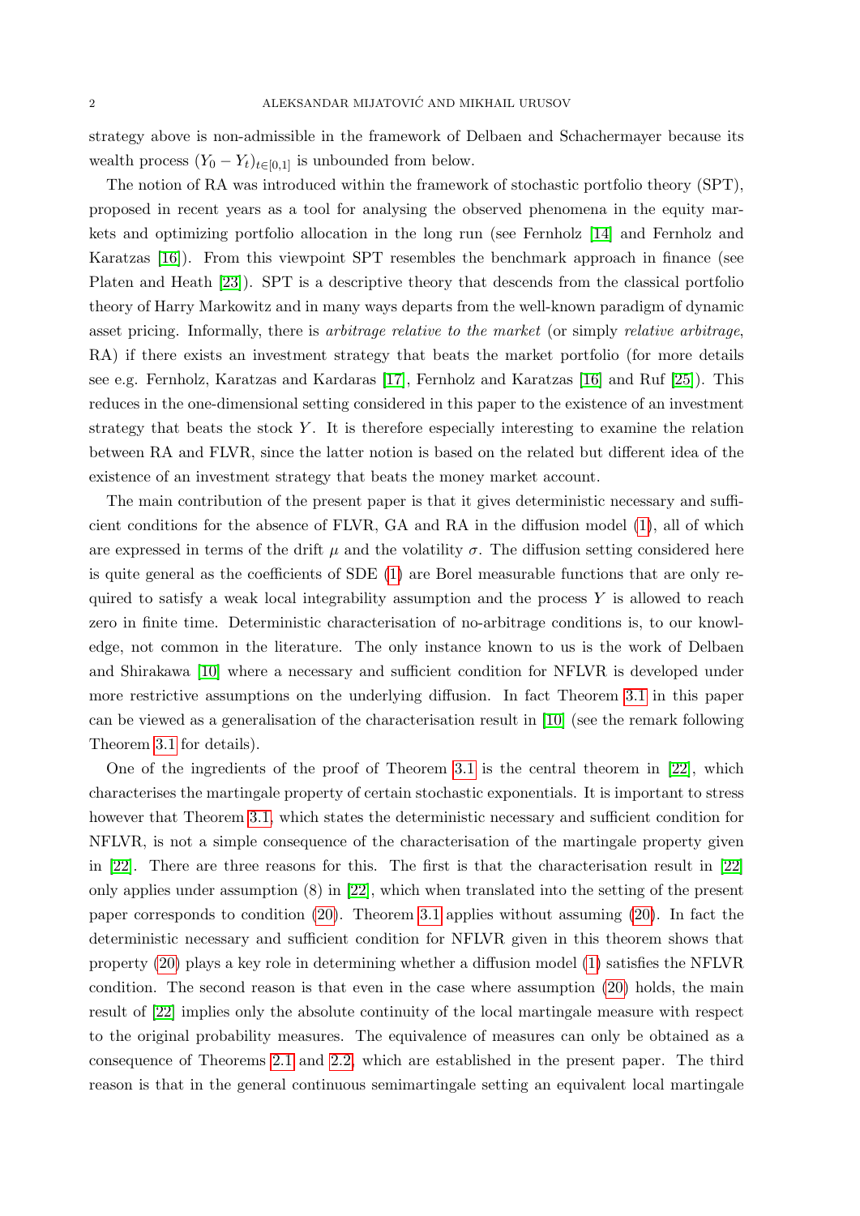strategy above is non-admissible in the framework of Delbaen and Schachermayer because its wealth process $(Y_0 - Y_t)_{t\in[0,1]}$ is unbounded from below.

The notion of RA was introduced within the framework of stochastic portfolio theory (SPT), proposed in recent years as a tool for analysing the observed phenomena in the equity markets and optimizing portfolio allocation in the long run (see Fernholz [14] and Fernholz and Karatzas [16]). From this viewpoint SPT resembles the benchmark approach in finance (see Platen and Heath [23]). SPT is a descriptive theory that descends from the classical portfolio theory of Harry Markowitz and in many ways departs from the well-known paradigm of dynamic asset pricing. Informally, there is *arbitrage relative to the market* (or simply *relative arbitrage*, RA) if there exists an investment strategy that beats the market portfolio (for more details see e.g. Fernholz, Karatzas and Kardaras [17], Fernholz and Karatzas [16] and Ruf [25]). This reduces in the one-dimensional setting considered in this paper to the existence of an investment strategy that beats the stock $Y$. It is therefore especially interesting to examine the relation between RA and FLVR, since the latter notion is based on the related but different idea of the existence of an investment strategy that beats the money market account.

The main contribution of the present paper is that it gives deterministic necessary and sufficient conditions for the absence of FLVR, GA and RA in the diffusion model (1), all of which are expressed in terms of the drift $\mu$ and the volatility $\sigma$. The diffusion setting considered here is quite general as the coefficients of SDE (1) are Borel measurable functions that are only required to satisfy a weak local integrability assumption and the process $Y$ is allowed to reach zero in finite time. Deterministic characterisation of no-arbitrage conditions is, to our knowledge, not common in the literature. The only instance known to us is the work of Delbaen and Shirakawa [10] where a necessary and sufficient condition for NFLVR is developed under more restrictive assumptions on the underlying diffusion. In fact Theorem 3.1 in this paper can be viewed as a generalisation of the characterisation result in [10] (see the remark following Theorem 3.1 for details).

One of the ingredients of the proof of Theorem 3.1 is the central theorem in [22], which characterises the martingale property of certain stochastic exponentials. It is important to stress however that Theorem 3.1, which states the deterministic necessary and sufficient condition for NFLVR, is not a simple consequence of the characterisation of the martingale property given in [22]. There are three reasons for this. The first is that the characterisation result in [22] only applies under assumption (8) in [22], which when translated into the setting of the present paper corresponds to condition (20). Theorem 3.1 applies without assuming (20). In fact the deterministic necessary and sufficient condition for NFLVR given in this theorem shows that property (20) plays a key role in determining whether a diffusion model (1) satisfies the NFLVR condition. The second reason is that even in the case where assumption (20) holds, the main result of [22] implies only the absolute continuity of the local martingale measure with respect to the original probability measures. The equivalence of measures can only be obtained as a consequence of Theorems 2.1 and 2.2, which are established in the present paper. The third reason is that in the general continuous semimartingale setting an equivalent local martingale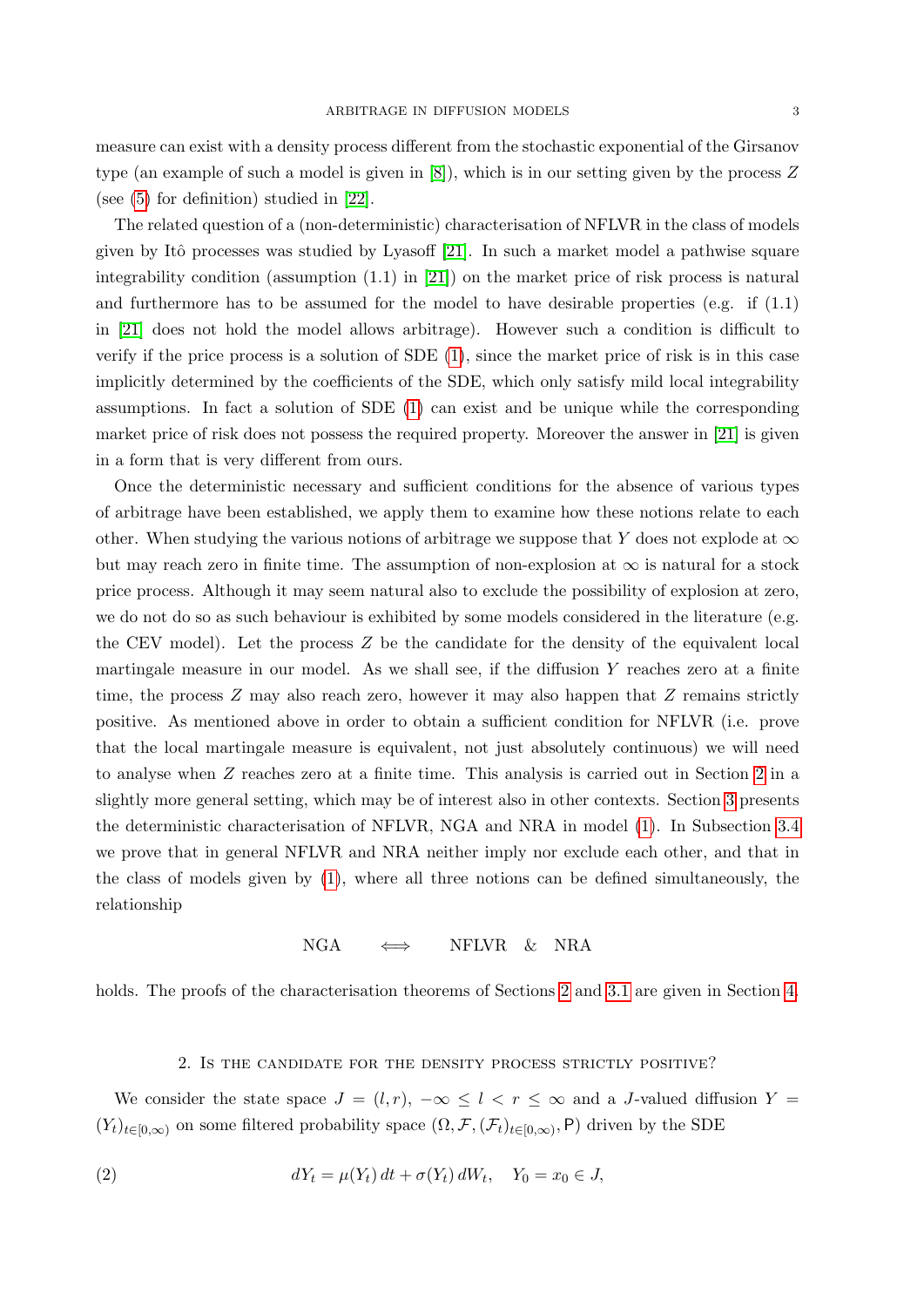measure can exist with a density process different from the stochastic exponential of the Girsanov type (an example of such a model is given in [8]), which is in our setting given by the process $Z$ (see (5) for definition) studied in [22].

The related question of a (non-deterministic) characterisation of NFLVR in the class of models given by Itô processes was studied by Lyasoff [21]. In such a market model a pathwise square integrability condition (assumption (1.1) in [21]) on the market price of risk process is natural and furthermore has to be assumed for the model to have desirable properties (e.g. if (1.1) in [21] does not hold the model allows arbitrage). However such a condition is difficult to verify if the price process is a solution of SDE (1), since the market price of risk is in this case implicitly determined by the coefficients of the SDE, which only satisfy mild local integrability assumptions. In fact a solution of SDE (1) can exist and be unique while the corresponding market price of risk does not possess the required property. Moreover the answer in [21] is given in a form that is very different from ours.

Once the deterministic necessary and sufficient conditions for the absence of various types of arbitrage have been established, we apply them to examine how these notions relate to each other. When studying the various notions of arbitrage we suppose that $Y$ does not explode at $\infty$ but may reach zero in finite time. The assumption of non-explosion at $\infty$ is natural for a stock price process. Although it may seem natural also to exclude the possibility of explosion at zero, we do not do so as such behaviour is exhibited by some models considered in the literature (e.g. the CEV model). Let the process $Z$ be the candidate for the density of the equivalent local martingale measure in our model. As we shall see, if the diffusion $Y$ reaches zero at a finite time, the process $Z$ may also reach zero, however it may also happen that $Z$ remains strictly positive. As mentioned above in order to obtain a sufficient condition for NFLVR (i.e. prove that the local martingale measure is equivalent, not just absolutely continuous) we will need to analyse when $Z$ reaches zero at a finite time. This analysis is carried out in Section 2 in a slightly more general setting, which may be of interest also in other contexts. Section 3 presents the deterministic characterisation of NFLVR, NGA and NRA in model (1). In Subsection 3.4 we prove that in general NFLVR and NRA neither imply nor exclude each other, and that in the class of models given by (1), where all three notions can be defined simultaneously, the relationship

$$\text{NGA} \quad \iff \quad \text{NFLVR} \quad \& \quad \text{NRA}$$

holds. The proofs of the characterisation theorems of Sections 2 and 3.1 are given in Section 4.

## 2. Is the candidate for the density process strictly positive?

We consider the state space $J = (l, r)$, $-\infty \leq l < r \leq \infty$ and a $J$-valued diffusion $Y = (Y_t)_{t \in [0,\infty)}$ on some filtered probability space $(\Omega, \mathcal{F}, (\mathcal{F}_t)_{t\in[0,\infty)}, \mathsf{P})$ driven by the SDE

$$dY_t = \mu(Y_t)\,dt + \sigma(Y_t)\,dW_t, \quad Y_0 = x_0 \in J, \tag{2}$$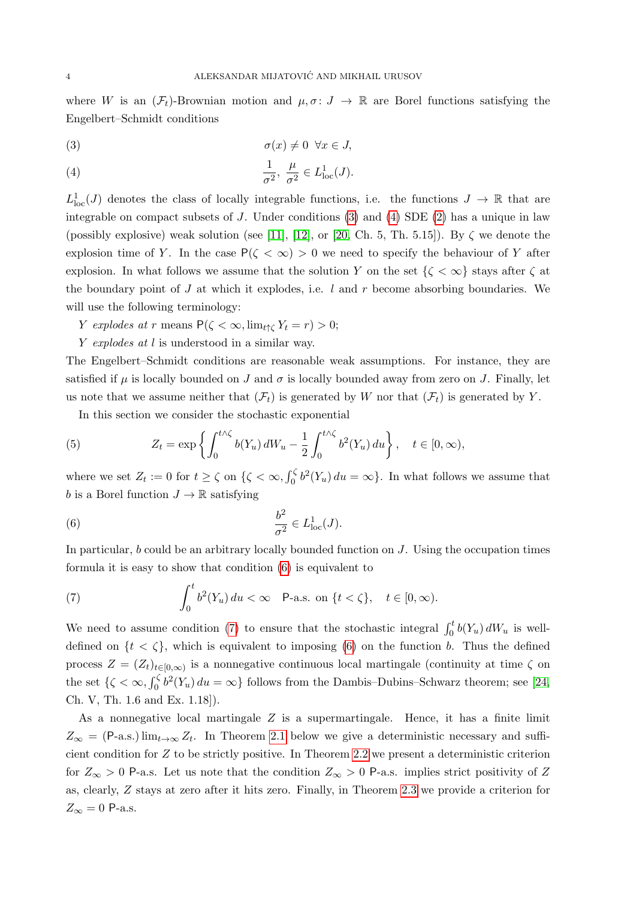where $W$ is an $(\mathcal{F}_t)$-Brownian motion and $\mu, \sigma \colon J \to \mathbb{R}$ are Borel functions satisfying the Engelbert–Schmidt conditions

$$\sigma(x) \neq 0 \ \ \forall x \in J, \tag{3}$$

$$\frac{1}{\sigma^2},\ \frac{\mu}{\sigma^2} \in L^1_{\text{loc}}(J). \tag{4}$$

$L^1_{\text{loc}}(J)$ denotes the class of locally integrable functions, i.e. the functions $J \to \mathbb{R}$ that are integrable on compact subsets of $J$. Under conditions (3) and (4) SDE (2) has a unique in law (possibly explosive) weak solution (see [11], [12], or [20, Ch. 5, Th. 5.15]). By $\zeta$ we denote the explosion time of $Y$. In the case $\mathsf{P}(\zeta < \infty) > 0$ we need to specify the behaviour of $Y$ after explosion. In what follows we assume that the solution $Y$ on the set $\{\zeta < \infty\}$ stays after $\zeta$ at the boundary point of $J$ at which it explodes, i.e. $l$ and $r$ become absorbing boundaries. We will use the following terminology:

$Y$ *explodes at* $r$ means $\mathsf{P}(\zeta < \infty, \lim_{t \uparrow \zeta} Y_t = r) > 0$;

$Y$ *explodes at* $l$ is understood in a similar way.

The Engelbert–Schmidt conditions are reasonable weak assumptions. For instance, they are satisfied if $\mu$ is locally bounded on $J$ and $\sigma$ is locally bounded away from zero on $J$. Finally, let us note that we assume neither that $(\mathcal{F}_t)$ is generated by $W$ nor that $(\mathcal{F}_t)$ is generated by $Y$.

In this section we consider the stochastic exponential

$$Z_t = \exp\left\{ \int_0^{t\wedge\zeta} b(Y_u)\, dW_u - \frac{1}{2}\int_0^{t\wedge\zeta} b^2(Y_u)\, du \right\}, \quad t \in [0,\infty), \tag{5}$$

where we set $Z_t := 0$ for $t \geq \zeta$ on $\{\zeta < \infty, \int_0^\zeta b^2(Y_u)\, du = \infty\}$. In what follows we assume that $b$ is a Borel function $J \to \mathbb{R}$ satisfying

$$\frac{b^2}{\sigma^2} \in L^1_{\text{loc}}(J). \tag{6}$$

In particular, $b$ could be an arbitrary locally bounded function on $J$. Using the occupation times formula it is easy to show that condition (6) is equivalent to

$$\int_0^t b^2(Y_u)\, du < \infty \quad \mathsf{P}\text{-a.s. on } \{t < \zeta\}, \quad t \in [0,\infty). \tag{7}$$

We need to assume condition (7) to ensure that the stochastic integral $\int_0^t b(Y_u)\, dW_u$ is well-defined on $\{t < \zeta\}$, which is equivalent to imposing (6) on the function $b$. Thus the defined process $Z = (Z_t)_{t\in[0,\infty)}$ is a nonnegative continuous local martingale (continuity at time $\zeta$ on the set $\{\zeta < \infty, \int_0^\zeta b^2(Y_u)\, du = \infty\}$ follows from the Dambis–Dubins–Schwarz theorem; see [24, Ch. V, Th. 1.6 and Ex. 1.18]).

As a nonnegative local martingale $Z$ is a supermartingale. Hence, it has a finite limit $Z_\infty = (\mathsf{P}\text{-a.s.}) \lim_{t\to\infty} Z_t$. In Theorem 2.1 below we give a deterministic necessary and sufficient condition for $Z$ to be strictly positive. In Theorem 2.2 we present a deterministic criterion for $Z_\infty > 0$ $\mathsf{P}$-a.s. Let us note that the condition $Z_\infty > 0$ $\mathsf{P}$-a.s. implies strict positivity of $Z$ as, clearly, $Z$ stays at zero after it hits zero. Finally, in Theorem 2.3 we provide a criterion for $Z_\infty = 0$ $\mathsf{P}$-a.s.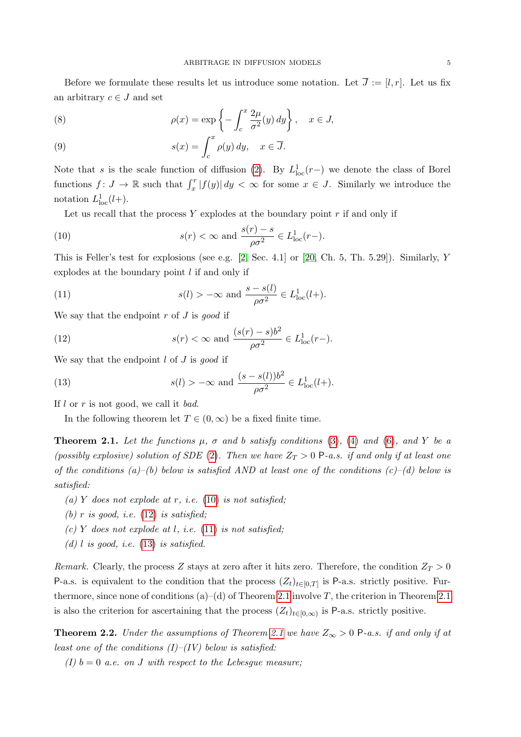Before we formulate these results let us introduce some notation. Let $\overline{J} := [l, r]$. Let us fix an arbitrary $c \in J$ and set

$$\rho(x) = \exp\left\{ -\int_c^x \frac{2\mu}{\sigma^2}(y)\,dy \right\}, \quad x \in J, \tag{8}$$

$$s(x) = \int_c^x \rho(y)\,dy, \quad x \in \overline{J}. \tag{9}$$

Note that $s$ is the scale function of diffusion (2). By $L^1_{\text{loc}}(r-)$ we denote the class of Borel functions $f\colon J \to \mathbb{R}$ such that $\int_x^r |f(y)|\,dy < \infty$ for some $x \in J$. Similarly we introduce the notation $L^1_{\text{loc}}(l+)$.

Let us recall that the process $Y$ explodes at the boundary point $r$ if and only if

$$s(r) < \infty \text{ and } \frac{s(r) - s}{\rho\sigma^2} \in L^1_{\text{loc}}(r-). \tag{10}$$

This is Feller's test for explosions (see e.g. [2, Sec. 4.1] or [20, Ch. 5, Th. 5.29]). Similarly, $Y$ explodes at the boundary point $l$ if and only if

$$s(l) > -\infty \text{ and } \frac{s - s(l)}{\rho\sigma^2} \in L^1_{\text{loc}}(l+). \tag{11}$$

We say that the endpoint $r$ of $J$ is *good* if

$$s(r) < \infty \text{ and } \frac{(s(r) - s)b^2}{\rho\sigma^2} \in L^1_{\text{loc}}(r-). \tag{12}$$

We say that the endpoint $l$ of $J$ is *good* if

$$s(l) > -\infty \text{ and } \frac{(s - s(l))b^2}{\rho\sigma^2} \in L^1_{\text{loc}}(l+). \tag{13}$$

If $l$ or $r$ is not good, we call it *bad*.

In the following theorem let $T \in (0, \infty)$ be a fixed finite time.

**Theorem 2.1.** *Let the functions $\mu$, $\sigma$ and $b$ satisfy conditions (3), (4) and (6), and $Y$ be a (possibly explosive) solution of SDE (2). Then we have $Z_T > 0$ $\mathsf{P}$-a.s. if and only if at least one of the conditions (a)–(b) below is satisfied AND at least one of the conditions (c)–(d) below is satisfied:*

*(a) $Y$ does not explode at $r$, i.e. (10) is not satisfied;*

*(b) $r$ is good, i.e. (12) is satisfied;*

*(c) $Y$ does not explode at $l$, i.e. (11) is not satisfied;*

*(d) $l$ is good, i.e. (13) is satisfied.*

*Remark.* Clearly, the process $Z$ stays at zero after it hits zero. Therefore, the condition $Z_T > 0$ $\mathsf{P}$-a.s. is equivalent to the condition that the process $(Z_t)_{t \in [0,T]}$ is $\mathsf{P}$-a.s. strictly positive. Furthermore, since none of conditions (a)–(d) of Theorem 2.1 involve $T$, the criterion in Theorem 2.1 is also the criterion for ascertaining that the process $(Z_t)_{t \in [0,\infty)}$ is $\mathsf{P}$-a.s. strictly positive.

**Theorem 2.2.** *Under the assumptions of Theorem 2.1 we have $Z_\infty > 0$ $\mathsf{P}$-a.s. if and only if at least one of the conditions (I)–(IV) below is satisfied:*

*(I) $b = 0$ a.e. on $J$ with respect to the Lebesgue measure;*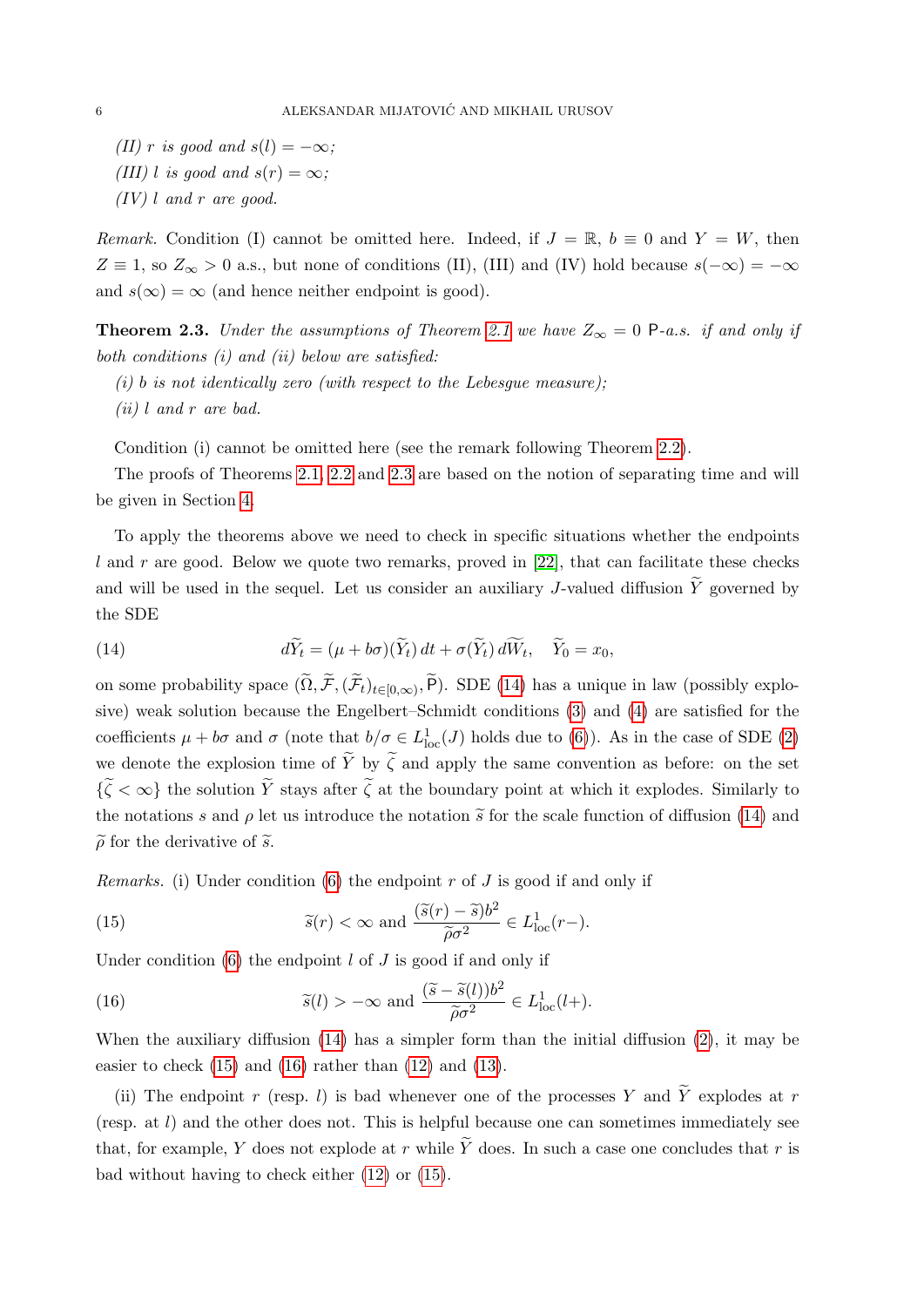*(II) $r$ is good and $s(l)=-\infty$;*

*(III) $l$ is good and $s(r)=\infty$;*

*(IV) $l$ and $r$ are good.*

*Remark.* Condition (I) cannot be omitted here. Indeed, if $J=\mathbb{R}$, $b\equiv 0$ and $Y=W$, then $Z\equiv 1$, so $Z_\infty>0$ a.s., but none of conditions (II), (III) and (IV) hold because $s(-\infty)=-\infty$ and $s(\infty)=\infty$ (and hence neither endpoint is good).

**Theorem 2.3.** *Under the assumptions of Theorem 2.1 we have $Z_\infty=0$ $\mathsf{P}$-a.s. if and only if both conditions (i) and (ii) below are satisfied:*

*(i) $b$ is not identically zero (with respect to the Lebesgue measure);*

*(ii) $l$ and $r$ are bad.*

Condition (i) cannot be omitted here (see the remark following Theorem 2.2).

The proofs of Theorems 2.1, 2.2 and 2.3 are based on the notion of separating time and will be given in Section 4.

To apply the theorems above we need to check in specific situations whether the endpoints $l$ and $r$ are good. Below we quote two remarks, proved in [22], that can facilitate these checks and will be used in the sequel. Let us consider an auxiliary $J$-valued diffusion $\widetilde{Y}$ governed by the SDE

$$d\widetilde{Y}_t=(\mu+b\sigma)(\widetilde{Y}_t)\,dt+\sigma(\widetilde{Y}_t)\,d\widetilde{W}_t,\quad \widetilde{Y}_0=x_0, \tag{14}$$

on some probability space $(\widetilde{\Omega},\widetilde{\mathcal{F}},(\widetilde{\mathcal{F}}_t)_{t\in[0,\infty)},\widetilde{\mathsf{P}})$. SDE (14) has a unique in law (possibly explosive) weak solution because the Engelbert–Schmidt conditions (3) and (4) are satisfied for the coefficients $\mu+b\sigma$ and $\sigma$ (note that $b/\sigma\in L^1_{\mathrm{loc}}(J)$ holds due to (6)). As in the case of SDE (2) we denote the explosion time of $\widetilde{Y}$ by $\widetilde{\zeta}$ and apply the same convention as before: on the set $\{\widetilde{\zeta}<\infty\}$ the solution $\widetilde{Y}$ stays after $\widetilde{\zeta}$ at the boundary point at which it explodes. Similarly to the notations $s$ and $\rho$ let us introduce the notation $\widetilde{s}$ for the scale function of diffusion (14) and $\widetilde{\rho}$ for the derivative of $\widetilde{s}$.

*Remarks.* (i) Under condition (6) the endpoint $r$ of $J$ is good if and only if

$$\widetilde{s}(r)<\infty \text{ and } \frac{(\widetilde{s}(r)-\widetilde{s})b^2}{\widetilde{\rho}\sigma^2}\in L^1_{\mathrm{loc}}(r-). \tag{15}$$

Under condition (6) the endpoint $l$ of $J$ is good if and only if

$$\widetilde{s}(l)>-\infty \text{ and } \frac{(\widetilde{s}-\widetilde{s}(l))b^2}{\widetilde{\rho}\sigma^2}\in L^1_{\mathrm{loc}}(l+). \tag{16}$$

When the auxiliary diffusion (14) has a simpler form than the initial diffusion (2), it may be easier to check (15) and (16) rather than (12) and (13).

(ii) The endpoint $r$ (resp. $l$) is bad whenever one of the processes $Y$ and $\widetilde{Y}$ explodes at $r$ (resp. at $l$) and the other does not. This is helpful because one can sometimes immediately see that, for example, $Y$ does not explode at $r$ while $\widetilde{Y}$ does. In such a case one concludes that $r$ is bad without having to check either (12) or (15).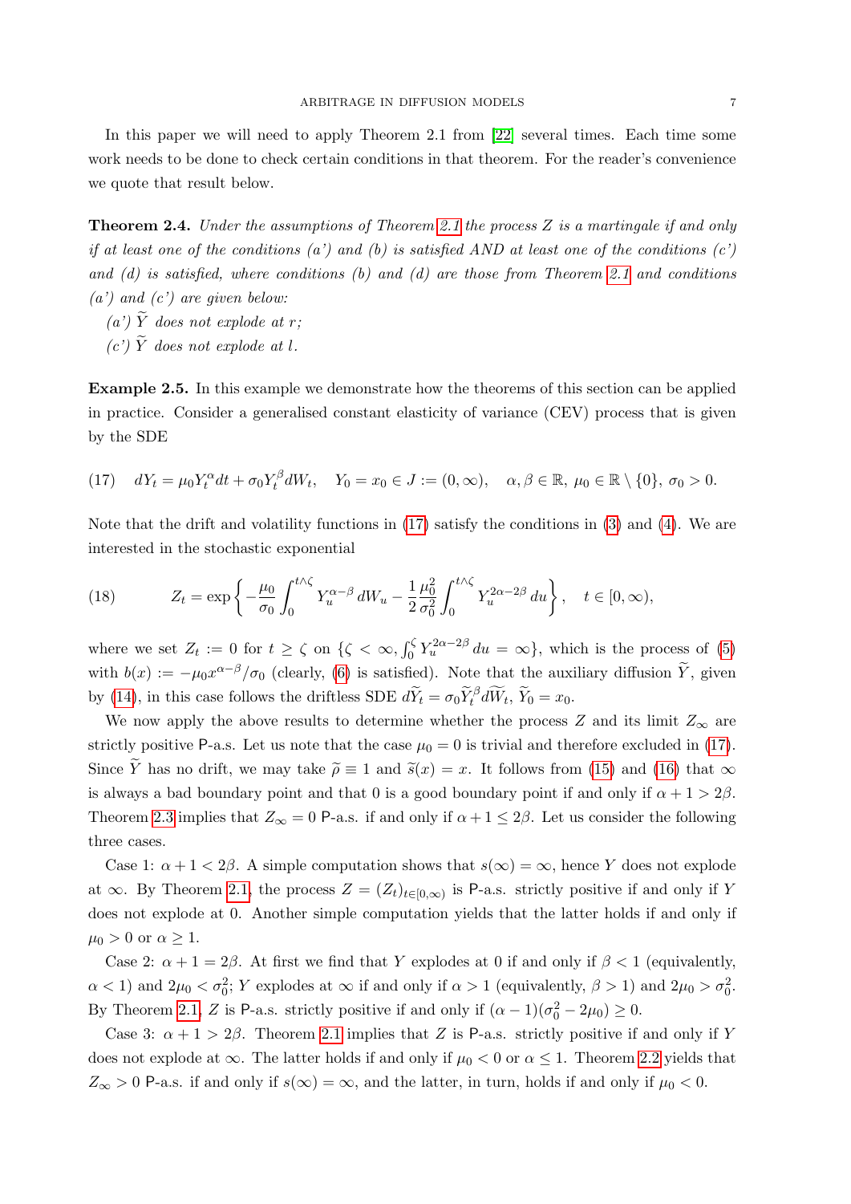In this paper we will need to apply Theorem 2.1 from [22] several times. Each time some work needs to be done to check certain conditions in that theorem. For the reader's convenience we quote that result below.

**Theorem 2.4.** *Under the assumptions of Theorem 2.1 the process $Z$ is a martingale if and only if at least one of the conditions (a') and (b) is satisfied AND at least one of the conditions (c') and (d) is satisfied, where conditions (b) and (d) are those from Theorem 2.1 and conditions (a') and (c') are given below:*

*(a') $\widetilde{Y}$ does not explode at $r$;*

*(c') $\widetilde{Y}$ does not explode at $l$.*

**Example 2.5.** In this example we demonstrate how the theorems of this section can be applied in practice. Consider a generalised constant elasticity of variance (CEV) process that is given by the SDE

$$(17)\quad dY_t = \mu_0 Y_t^\alpha dt + \sigma_0 Y_t^\beta dW_t, \quad Y_0 = x_0 \in J := (0,\infty), \quad \alpha,\beta \in \mathbb{R},\ \mu_0 \in \mathbb{R}\setminus\{0\},\ \sigma_0 > 0.$$

Note that the drift and volatility functions in (17) satisfy the conditions in (3) and (4). We are interested in the stochastic exponential

$$(18)\qquad Z_t = \exp\left\{-\frac{\mu_0}{\sigma_0}\int_0^{t\wedge\zeta} Y_u^{\alpha-\beta}\,dW_u - \frac{1}{2}\frac{\mu_0^2}{\sigma_0^2}\int_0^{t\wedge\zeta} Y_u^{2\alpha-2\beta}\,du\right\}, \quad t\in[0,\infty),$$

where we set $Z_t := 0$ for $t \geq \zeta$ on $\{\zeta < \infty, \int_0^\zeta Y_u^{2\alpha-2\beta}\,du = \infty\}$, which is the process of (5) with $b(x) := -\mu_0 x^{\alpha-\beta}/\sigma_0$ (clearly, (6) is satisfied). Note that the auxiliary diffusion $\widetilde{Y}$, given by (14), in this case follows the driftless SDE $d\widetilde{Y}_t = \sigma_0 \widetilde{Y}_t^\beta d\widetilde{W}_t$, $\widetilde{Y}_0 = x_0$.

We now apply the above results to determine whether the process $Z$ and its limit $Z_\infty$ are strictly positive $\mathsf{P}$-a.s. Let us note that the case $\mu_0 = 0$ is trivial and therefore excluded in (17). Since $\widetilde{Y}$ has no drift, we may take $\widetilde{\rho} \equiv 1$ and $\widetilde{s}(x) = x$. It follows from (15) and (16) that $\infty$ is always a bad boundary point and that 0 is a good boundary point if and only if $\alpha + 1 > 2\beta$. Theorem 2.3 implies that $Z_\infty = 0$ $\mathsf{P}$-a.s. if and only if $\alpha + 1 \leq 2\beta$. Let us consider the following three cases.

Case 1: $\alpha + 1 < 2\beta$. A simple computation shows that $s(\infty) = \infty$, hence $Y$ does not explode at $\infty$. By Theorem 2.1, the process $Z = (Z_t)_{t\in[0,\infty)}$ is $\mathsf{P}$-a.s. strictly positive if and only if $Y$ does not explode at 0. Another simple computation yields that the latter holds if and only if $\mu_0 > 0$ or $\alpha \geq 1$.

Case 2: $\alpha + 1 = 2\beta$. At first we find that $Y$ explodes at 0 if and only if $\beta < 1$ (equivalently, $\alpha < 1$) and $2\mu_0 < \sigma_0^2$; $Y$ explodes at $\infty$ if and only if $\alpha > 1$ (equivalently, $\beta > 1$) and $2\mu_0 > \sigma_0^2$. By Theorem 2.1, $Z$ is $\mathsf{P}$-a.s. strictly positive if and only if $(\alpha - 1)(\sigma_0^2 - 2\mu_0) \geq 0$.

Case 3: $\alpha + 1 > 2\beta$. Theorem 2.1 implies that $Z$ is $\mathsf{P}$-a.s. strictly positive if and only if $Y$ does not explode at $\infty$. The latter holds if and only if $\mu_0 < 0$ or $\alpha \leq 1$. Theorem 2.2 yields that $Z_\infty > 0$ $\mathsf{P}$-a.s. if and only if $s(\infty) = \infty$, and the latter, in turn, holds if and only if $\mu_0 < 0$.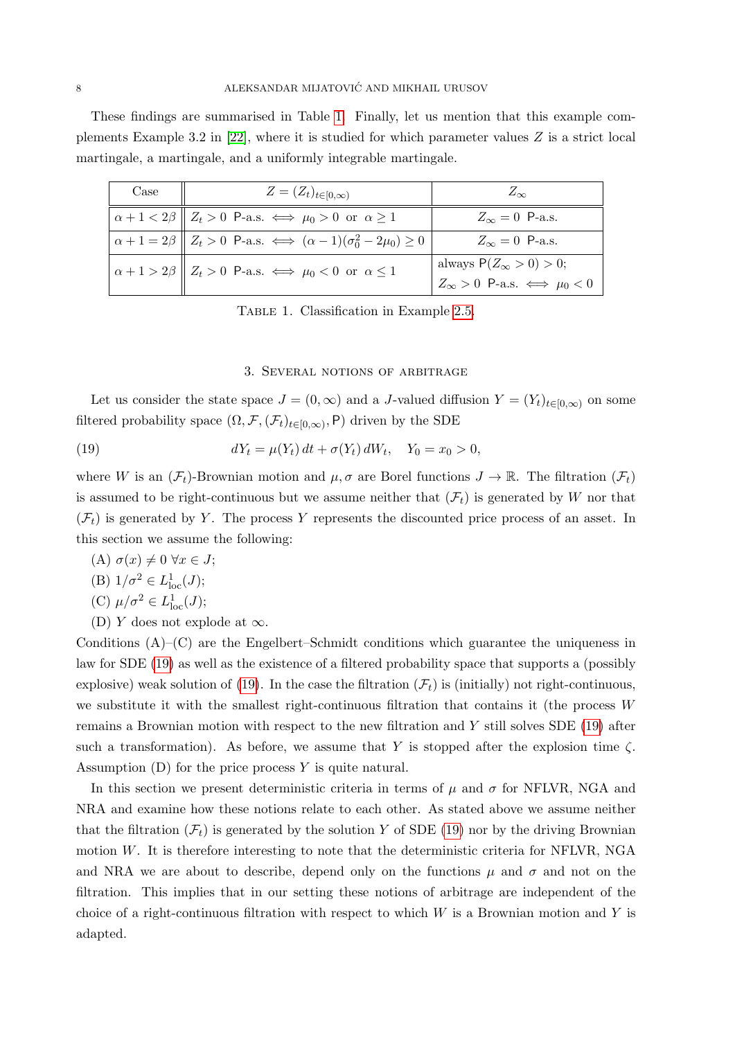These findings are summarised in Table 1. Finally, let us mention that this example complements Example 3.2 in [22], where it is studied for which parameter values $Z$ is a strict local martingale, a martingale, and a uniformly integrable martingale.

| Case | $Z = (Z_t)_{t\in[0,\infty)}$ | $Z_\infty$ |
|---|---|---|
| $\alpha + 1 < 2\beta$ | $Z_t > 0$ P-a.s. $\iff$ $\mu_0 > 0$ or $\alpha \geq 1$ | $Z_\infty = 0$ P-a.s. |
| $\alpha + 1 = 2\beta$ | $Z_t > 0$ P-a.s. $\iff$ $(\alpha - 1)(\sigma_0^2 - 2\mu_0) \geq 0$ | $Z_\infty = 0$ P-a.s. |
| $\alpha + 1 > 2\beta$ | $Z_t > 0$ P-a.s. $\iff$ $\mu_0 < 0$ or $\alpha \leq 1$ | always $\mathsf{P}(Z_\infty > 0) > 0$; $Z_\infty > 0$ P-a.s. $\iff$ $\mu_0 < 0$ |

Table 1. Classification in Example 2.5.

## 3. Several notions of arbitrage

Let us consider the state space $J = (0, \infty)$ and a $J$-valued diffusion $Y = (Y_t)_{t\in[0,\infty)}$ on some filtered probability space $(\Omega, \mathcal{F}, (\mathcal{F}_t)_{t\in[0,\infty)}, \mathsf{P})$ driven by the SDE

$$dY_t = \mu(Y_t)\, dt + \sigma(Y_t)\, dW_t, \quad Y_0 = x_0 > 0, \tag{19}$$

where $W$ is an $(\mathcal{F}_t)$-Brownian motion and $\mu, \sigma$ are Borel functions $J \to \mathbb{R}$. The filtration $(\mathcal{F}_t)$ is assumed to be right-continuous but we assume neither that $(\mathcal{F}_t)$ is generated by $W$ nor that $(\mathcal{F}_t)$ is generated by $Y$. The process $Y$ represents the discounted price process of an asset. In this section we assume the following:

(A) $\sigma(x) \neq 0\ \forall x \in J$;

(B) $1/\sigma^2 \in L^1_{\text{loc}}(J)$;

(C) $\mu/\sigma^2 \in L^1_{\text{loc}}(J)$;

(D) $Y$ does not explode at $\infty$.

Conditions (A)–(C) are the Engelbert–Schmidt conditions which guarantee the uniqueness in law for SDE (19) as well as the existence of a filtered probability space that supports a (possibly explosive) weak solution of (19). In the case the filtration $(\mathcal{F}_t)$ is (initially) not right-continuous, we substitute it with the smallest right-continuous filtration that contains it (the process $W$ remains a Brownian motion with respect to the new filtration and $Y$ still solves SDE (19) after such a transformation). As before, we assume that $Y$ is stopped after the explosion time $\zeta$. Assumption (D) for the price process $Y$ is quite natural.

In this section we present deterministic criteria in terms of $\mu$ and $\sigma$ for NFLVR, NGA and NRA and examine how these notions relate to each other. As stated above we assume neither that the filtration $(\mathcal{F}_t)$ is generated by the solution $Y$ of SDE (19) nor by the driving Brownian motion $W$. It is therefore interesting to note that the deterministic criteria for NFLVR, NGA and NRA we are about to describe, depend only on the functions $\mu$ and $\sigma$ and not on the filtration. This implies that in our setting these notions of arbitrage are independent of the choice of a right-continuous filtration with respect to which $W$ is a Brownian motion and $Y$ is adapted.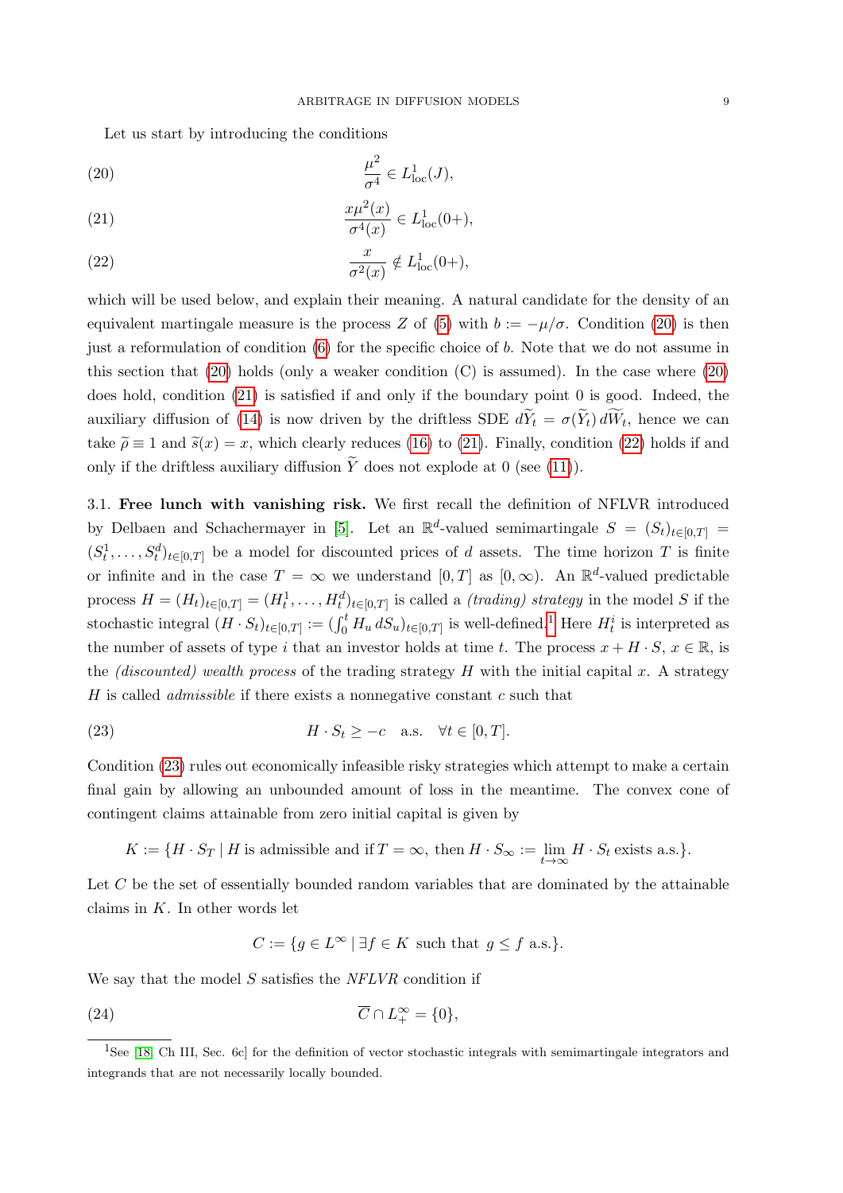Let us start by introducing the conditions

$$\frac{\mu^2}{\sigma^4} \in L^1_{\mathrm{loc}}(J), \tag{20}$$

$$\frac{x\mu^2(x)}{\sigma^4(x)} \in L^1_{\mathrm{loc}}(0+), \tag{21}$$

$$\frac{x}{\sigma^2(x)} \notin L^1_{\mathrm{loc}}(0+), \tag{22}$$

which will be used below, and explain their meaning. A natural candidate for the density of an equivalent martingale measure is the process $Z$ of (5) with $b := -\mu/\sigma$. Condition (20) is then just a reformulation of condition (6) for the specific choice of $b$. Note that we do not assume in this section that (20) holds (only a weaker condition (C) is assumed). In the case where (20) does hold, condition (21) is satisfied if and only if the boundary point 0 is good. Indeed, the auxiliary diffusion of (14) is now driven by the driftless SDE $d\widetilde{Y}_t = \sigma(\widetilde{Y}_t)\, d\widetilde{W}_t$, hence we can take $\widetilde{\rho} \equiv 1$ and $\widetilde{s}(x) = x$, which clearly reduces (16) to (21). Finally, condition (22) holds if and only if the driftless auxiliary diffusion $\widetilde{Y}$ does not explode at 0 (see (11)).

3.1. **Free lunch with vanishing risk.** We first recall the definition of NFLVR introduced by Delbaen and Schachermayer in [5]. Let an $\mathbb{R}^d$-valued semimartingale $S = (S_t)_{t\in[0,T]} = (S^1_t, \ldots, S^d_t)_{t\in[0,T]}$ be a model for discounted prices of $d$ assets. The time horizon $T$ is finite or infinite and in the case $T = \infty$ we understand $[0,T]$ as $[0,\infty)$. An $\mathbb{R}^d$-valued predictable process $H = (H_t)_{t\in[0,T]} = (H^1_t, \ldots, H^d_t)_{t\in[0,T]}$ is called a *(trading) strategy* in the model $S$ if the stochastic integral $(H \cdot S_t)_{t\in[0,T]} := (\int_0^t H_u\, dS_u)_{t\in[0,T]}$ is well-defined.[1] Here $H^i_t$ is interpreted as the number of assets of type $i$ that an investor holds at time $t$. The process $x + H \cdot S$, $x \in \mathbb{R}$, is the *(discounted) wealth process* of the trading strategy $H$ with the initial capital $x$. A strategy $H$ is called *admissible* if there exists a nonnegative constant $c$ such that

$$H \cdot S_t \geq -c \quad \text{a.s.} \quad \forall t \in [0,T]. \tag{23}$$

Condition (23) rules out economically infeasible risky strategies which attempt to make a certain final gain by allowing an unbounded amount of loss in the meantime. The convex cone of contingent claims attainable from zero initial capital is given by

$$K := \{H \cdot S_T \mid H \text{ is admissible and if } T = \infty, \text{ then } H \cdot S_\infty := \lim_{t\to\infty} H \cdot S_t \text{ exists a.s.}\}.$$

Let $C$ be the set of essentially bounded random variables that are dominated by the attainable claims in $K$. In other words let

$$C := \{g \in L^\infty \mid \exists f \in K \text{ such that } g \leq f \text{ a.s.}\}.$$

We say that the model $S$ satisfies the *NFLVR* condition if

$$\overline{C} \cap L^\infty_+ = \{0\}, \tag{24}$$

[1] See [18, Ch III, Sec. 6c] for the definition of vector stochastic integrals with semimartingale integrators and integrands that are not necessarily locally bounded.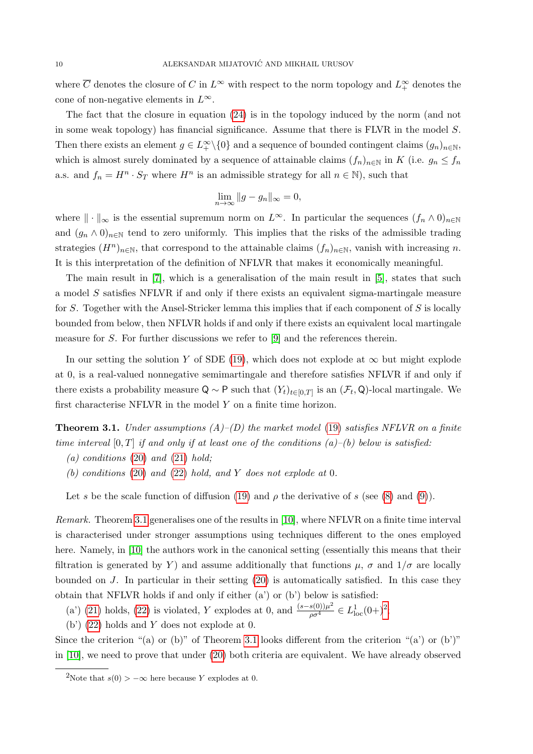where $\overline{C}$ denotes the closure of $C$ in $L^\infty$ with respect to the norm topology and $L^\infty_+$ denotes the cone of non-negative elements in $L^\infty$.

The fact that the closure in equation (24) is in the topology induced by the norm (and not in some weak topology) has financial significance. Assume that there is FLVR in the model $S$. Then there exists an element $g \in L^\infty_+ \backslash \{0\}$ and a sequence of bounded contingent claims $(g_n)_{n\in\mathbb{N}}$, which is almost surely dominated by a sequence of attainable claims $(f_n)_{n\in\mathbb{N}}$ in $K$ (i.e. $g_n \le f_n$ a.s. and $f_n = H^n \cdot S_T$ where $H^n$ is an admissible strategy for all $n \in \mathbb{N}$), such that

$$\lim_{n\to\infty} \|g - g_n\|_\infty = 0,$$

where $\|\cdot\|_\infty$ is the essential supremum norm on $L^\infty$. In particular the sequences $(f_n \wedge 0)_{n\in\mathbb{N}}$ and $(g_n \wedge 0)_{n\in\mathbb{N}}$ tend to zero uniformly. This implies that the risks of the admissible trading strategies $(H^n)_{n\in\mathbb{N}}$, that correspond to the attainable claims $(f_n)_{n\in\mathbb{N}}$, vanish with increasing $n$. It is this interpretation of the definition of NFLVR that makes it economically meaningful.

The main result in [7], which is a generalisation of the main result in [5], states that such a model $S$ satisfies NFLVR if and only if there exists an equivalent sigma-martingale measure for $S$. Together with the Ansel-Stricker lemma this implies that if each component of $S$ is locally bounded from below, then NFLVR holds if and only if there exists an equivalent local martingale measure for $S$. For further discussions we refer to [9] and the references therein.

In our setting the solution $Y$ of SDE (19), which does not explode at $\infty$ but might explode at 0, is a real-valued nonnegative semimartingale and therefore satisfies NFLVR if and only if there exists a probability measure $\mathsf{Q} \sim \mathsf{P}$ such that $(Y_t)_{t\in[0,T]}$ is an $(\mathcal{F}_t, \mathsf{Q})$-local martingale. We first characterise NFLVR in the model $Y$ on a finite time horizon.

**Theorem 3.1.** *Under assumptions (A)–(D) the market model (19) satisfies NFLVR on a finite time interval $[0, T]$ if and only if at least one of the conditions (a)–(b) below is satisfied:*

*(a) conditions (20) and (21) hold;*

*(b) conditions (20) and (22) hold, and $Y$ does not explode at 0.*

Let $s$ be the scale function of diffusion (19) and $\rho$ the derivative of $s$ (see (8) and (9)).

*Remark.* Theorem 3.1 generalises one of the results in [10], where NFLVR on a finite time interval is characterised under stronger assumptions using techniques different to the ones employed here. Namely, in [10] the authors work in the canonical setting (essentially this means that their filtration is generated by $Y$) and assume additionally that functions $\mu$, $\sigma$ and $1/\sigma$ are locally bounded on $J$. In particular in their setting (20) is automatically satisfied. In this case they obtain that NFLVR holds if and only if either (a') or (b') below is satisfied:

(a') (21) holds, (22) is violated, $Y$ explodes at 0, and $\frac{(s-s(0))\mu^2}{\rho\sigma^4} \in L^1_{\text{loc}}(0+)$[2].

(b') (22) holds and $Y$ does not explode at 0.

Since the criterion "(a) or (b)" of Theorem 3.1 looks different from the criterion "(a') or (b')" in [10], we need to prove that under (20) both criteria are equivalent. We have already observed

[2]Note that $s(0) > -\infty$ here because $Y$ explodes at 0.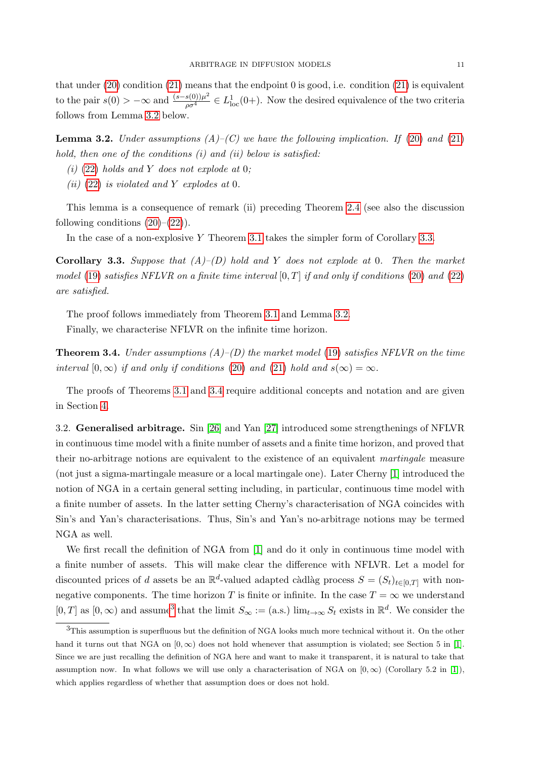that under (20) condition (21) means that the endpoint 0 is good, i.e. condition (21) is equivalent to the pair $s(0) > -\infty$ and $\frac{(s-s(0))\mu^2}{\rho\sigma^4} \in L^1_{\mathrm{loc}}(0+)$. Now the desired equivalence of the two criteria follows from Lemma 3.2 below.

**Lemma 3.2.** *Under assumptions (A)–(C) we have the following implication. If (20) and (21) hold, then one of the conditions (i) and (ii) below is satisfied:*

*(i) (22) holds and $Y$ does not explode at 0;*

*(ii) (22) is violated and $Y$ explodes at 0.*

This lemma is a consequence of remark (ii) preceding Theorem 2.4 (see also the discussion following conditions (20)–(22)).

In the case of a non-explosive $Y$ Theorem 3.1 takes the simpler form of Corollary 3.3.

**Corollary 3.3.** *Suppose that (A)–(D) hold and $Y$ does not explode at 0. Then the market model (19) satisfies NFLVR on a finite time interval $[0, T]$ if and only if conditions (20) and (22) are satisfied.*

The proof follows immediately from Theorem 3.1 and Lemma 3.2.

Finally, we characterise NFLVR on the infinite time horizon.

**Theorem 3.4.** *Under assumptions (A)–(D) the market model (19) satisfies NFLVR on the time interval $[0, \infty)$ if and only if conditions (20) and (21) hold and $s(\infty) = \infty$.*

The proofs of Theorems 3.1 and 3.4 require additional concepts and notation and are given in Section 4.

3.2. **Generalised arbitrage.** Sin [26] and Yan [27] introduced some strengthenings of NFLVR in continuous time model with a finite number of assets and a finite time horizon, and proved that their no-arbitrage notions are equivalent to the existence of an equivalent *martingale* measure (not just a sigma-martingale measure or a local martingale one). Later Cherny [1] introduced the notion of NGA in a certain general setting including, in particular, continuous time model with a finite number of assets. In the latter setting Cherny's characterisation of NGA coincides with Sin's and Yan's characterisations. Thus, Sin's and Yan's no-arbitrage notions may be termed NGA as well.

We first recall the definition of NGA from [1] and do it only in continuous time model with a finite number of assets. This will make clear the difference with NFLVR. Let a model for discounted prices of $d$ assets be an $\mathbb{R}^d$-valued adapted càdlàg process $S = (S_t)_{t\in[0,T]}$ with non-negative components. The time horizon $T$ is finite or infinite. In the case $T = \infty$ we understand $[0, T]$ as $[0, \infty)$ and assume[3] that the limit $S_\infty :=$ (a.s.) $\lim_{t\to\infty} S_t$ exists in $\mathbb{R}^d$. We consider the

[3] This assumption is superfluous but the definition of NGA looks much more technical without it. On the other hand it turns out that NGA on $[0, \infty)$ does not hold whenever that assumption is violated; see Section 5 in [1]. Since we are just recalling the definition of NGA here and want to make it transparent, it is natural to take that assumption now. In what follows we will use only a characterisation of NGA on $[0, \infty)$ (Corollary 5.2 in [1]), which applies regardless of whether that assumption does or does not hold.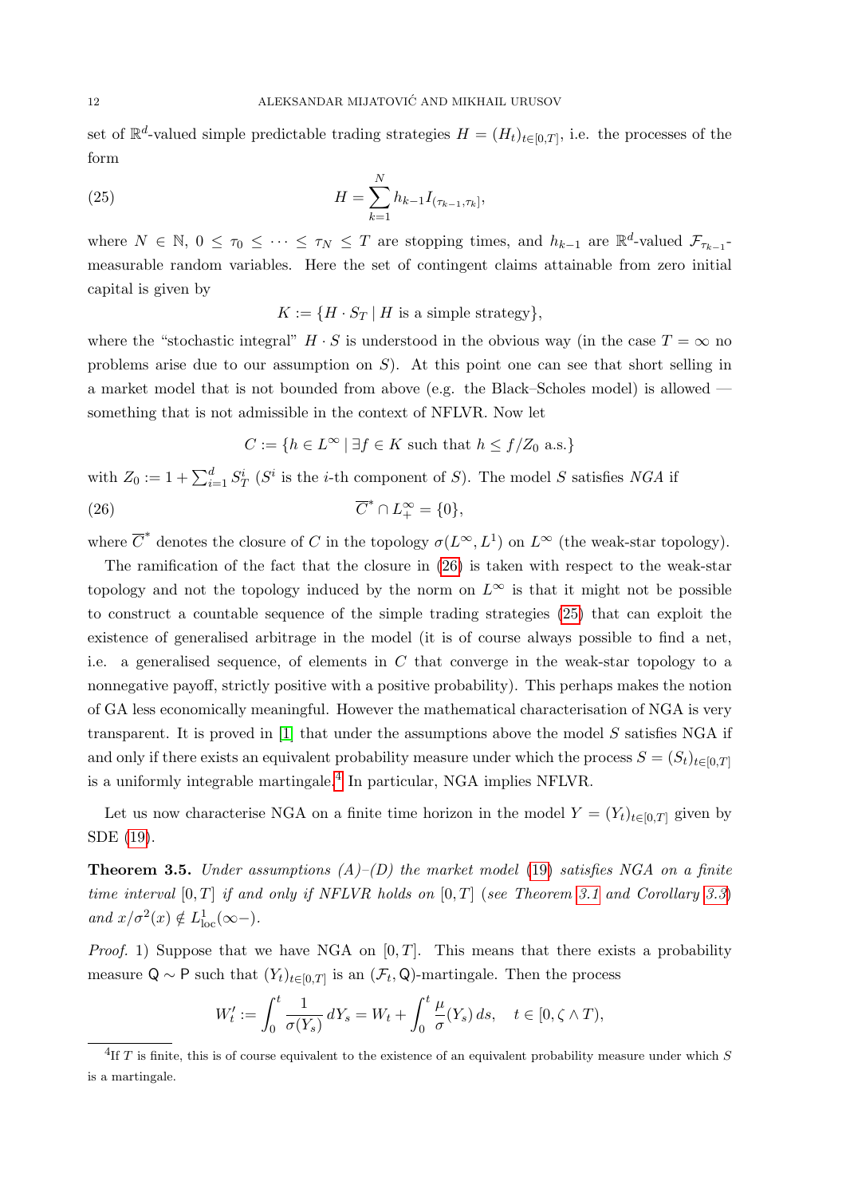set of $\mathbb{R}^d$-valued simple predictable trading strategies $H = (H_t)_{t\in[0,T]}$, i.e. the processes of the form

$$H = \sum_{k=1}^{N} h_{k-1} I_{(\tau_{k-1},\tau_k]}, \tag{25}$$

where $N \in \mathbb{N}$, $0 \le \tau_0 \le \cdots \le \tau_N \le T$ are stopping times, and $h_{k-1}$ are $\mathbb{R}^d$-valued $\mathcal{F}_{\tau_{k-1}}$-measurable random variables. Here the set of contingent claims attainable from zero initial capital is given by

$$K := \{H \cdot S_T \mid H \text{ is a simple strategy}\},$$

where the "stochastic integral" $H \cdot S$ is understood in the obvious way (in the case $T = \infty$ no problems arise due to our assumption on $S$). At this point one can see that short selling in a market model that is not bounded from above (e.g. the Black–Scholes model) is allowed — something that is not admissible in the context of NFLVR. Now let

$$C := \{h \in L^\infty \mid \exists f \in K \text{ such that } h \le f/Z_0 \text{ a.s.}\}$$

with $Z_0 := 1 + \sum_{i=1}^d S_T^i$ ($S^i$ is the $i$-th component of $S$). The model $S$ satisfies *NGA* if

$$\overline{C}^* \cap L_+^\infty = \{0\}, \tag{26}$$

where $\overline{C}^*$ denotes the closure of $C$ in the topology $\sigma(L^\infty, L^1)$ on $L^\infty$ (the weak-star topology).

The ramification of the fact that the closure in (26) is taken with respect to the weak-star topology and not the topology induced by the norm on $L^\infty$ is that it might not be possible to construct a countable sequence of the simple trading strategies (25) that can exploit the existence of generalised arbitrage in the model (it is of course always possible to find a net, i.e. a generalised sequence, of elements in $C$ that converge in the weak-star topology to a nonnegative payoff, strictly positive with a positive probability). This perhaps makes the notion of GA less economically meaningful. However the mathematical characterisation of NGA is very transparent. It is proved in [1] that under the assumptions above the model $S$ satisfies NGA if and only if there exists an equivalent probability measure under which the process $S = (S_t)_{t\in[0,T]}$ is a uniformly integrable martingale.[4] In particular, NGA implies NFLVR.

Let us now characterise NGA on a finite time horizon in the model $Y = (Y_t)_{t\in[0,T]}$ given by SDE (19).

**Theorem 3.5.** *Under assumptions (A)–(D) the market model (19) satisfies NGA on a finite time interval $[0,T]$ if and only if NFLVR holds on $[0,T]$ (see Theorem 3.1 and Corollary 3.3) and $x/\sigma^2(x) \notin L^1_{\text{loc}}(\infty-)$.*

*Proof.* 1) Suppose that we have NGA on $[0,T]$. This means that there exists a probability measure $\mathsf{Q} \sim \mathsf{P}$ such that $(Y_t)_{t\in[0,T]}$ is an $(\mathcal{F}_t, \mathsf{Q})$-martingale. Then the process

$$W'_t := \int_0^t \frac{1}{\sigma(Y_s)}\, dY_s = W_t + \int_0^t \frac{\mu}{\sigma}(Y_s)\, ds, \quad t \in [0, \zeta \wedge T),$$

[4] If $T$ is finite, this is of course equivalent to the existence of an equivalent probability measure under which $S$ is a martingale.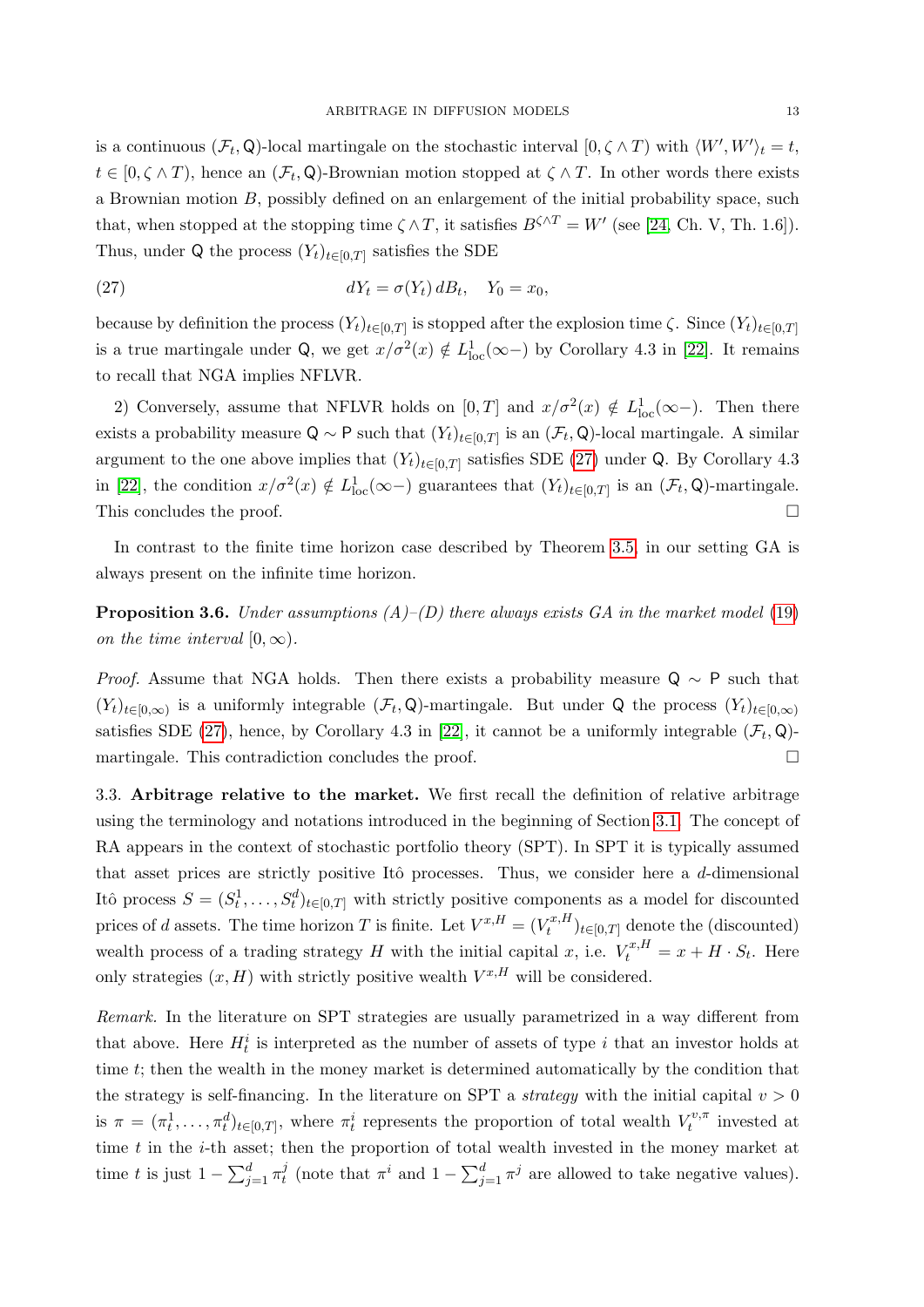is a continuous $(\mathcal{F}_t, \mathsf{Q})$-local martingale on the stochastic interval $[0, \zeta \wedge T)$ with $\langle W', W' \rangle_t = t$, $t \in [0, \zeta \wedge T)$, hence an $(\mathcal{F}_t, \mathsf{Q})$-Brownian motion stopped at $\zeta \wedge T$. In other words there exists a Brownian motion $B$, possibly defined on an enlargement of the initial probability space, such that, when stopped at the stopping time $\zeta \wedge T$, it satisfies $B^{\zeta \wedge T} = W'$ (see [24, Ch. V, Th. 1.6]). Thus, under $\mathsf{Q}$ the process $(Y_t)_{t \in [0,T]}$ satisfies the SDE

$$dY_t = \sigma(Y_t)\, dB_t, \quad Y_0 = x_0, \tag{27}$$

because by definition the process $(Y_t)_{t \in [0,T]}$ is stopped after the explosion time $\zeta$. Since $(Y_t)_{t \in [0,T]}$ is a true martingale under $\mathsf{Q}$, we get $x/\sigma^2(x) \notin L^1_{\text{loc}}(\infty-)$ by Corollary 4.3 in [22]. It remains to recall that NGA implies NFLVR.

2) Conversely, assume that NFLVR holds on $[0, T]$ and $x/\sigma^2(x) \notin L^1_{\text{loc}}(\infty-)$. Then there exists a probability measure $\mathsf{Q} \sim \mathsf{P}$ such that $(Y_t)_{t \in [0,T]}$ is an $(\mathcal{F}_t, \mathsf{Q})$-local martingale. A similar argument to the one above implies that $(Y_t)_{t \in [0,T]}$ satisfies SDE (27) under $\mathsf{Q}$. By Corollary 4.3 in [22], the condition $x/\sigma^2(x) \notin L^1_{\text{loc}}(\infty-)$ guarantees that $(Y_t)_{t \in [0,T]}$ is an $(\mathcal{F}_t, \mathsf{Q})$-martingale. This concludes the proof. □

In contrast to the finite time horizon case described by Theorem 3.5, in our setting GA is always present on the infinite time horizon.

**Proposition 3.6.** *Under assumptions (A)–(D) there always exists GA in the market model (19) on the time interval $[0, \infty)$.*

*Proof.* Assume that NGA holds. Then there exists a probability measure $\mathsf{Q} \sim \mathsf{P}$ such that $(Y_t)_{t \in [0,\infty)}$ is a uniformly integrable $(\mathcal{F}_t, \mathsf{Q})$-martingale. But under $\mathsf{Q}$ the process $(Y_t)_{t \in [0,\infty)}$ satisfies SDE (27), hence, by Corollary 4.3 in [22], it cannot be a uniformly integrable $(\mathcal{F}_t, \mathsf{Q})$-martingale. This contradiction concludes the proof. □

3.3. **Arbitrage relative to the market.** We first recall the definition of relative arbitrage using the terminology and notations introduced in the beginning of Section 3.1. The concept of RA appears in the context of stochastic portfolio theory (SPT). In SPT it is typically assumed that asset prices are strictly positive Itô processes. Thus, we consider here a $d$-dimensional Itô process $S = (S^1_t, \ldots, S^d_t)_{t \in [0,T]}$ with strictly positive components as a model for discounted prices of $d$ assets. The time horizon $T$ is finite. Let $V^{x,H} = (V^{x,H}_t)_{t \in [0,T]}$ denote the (discounted) wealth process of a trading strategy $H$ with the initial capital $x$, i.e. $V^{x,H}_t = x + H \cdot S_t$. Here only strategies $(x, H)$ with strictly positive wealth $V^{x,H}$ will be considered.

*Remark.* In the literature on SPT strategies are usually parametrized in a way different from that above. Here $H^i_t$ is interpreted as the number of assets of type $i$ that an investor holds at time $t$; then the wealth in the money market is determined automatically by the condition that the strategy is self-financing. In the literature on SPT a *strategy* with the initial capital $v > 0$ is $\pi = (\pi^1_t, \ldots, \pi^d_t)_{t \in [0,T]}$, where $\pi^i_t$ represents the proportion of total wealth $V^{v,\pi}_t$ invested at time $t$ in the $i$-th asset; then the proportion of total wealth invested in the money market at time $t$ is just $1 - \sum_{j=1}^d \pi^j_t$ (note that $\pi^i$ and $1 - \sum_{j=1}^d \pi^j$ are allowed to take negative values).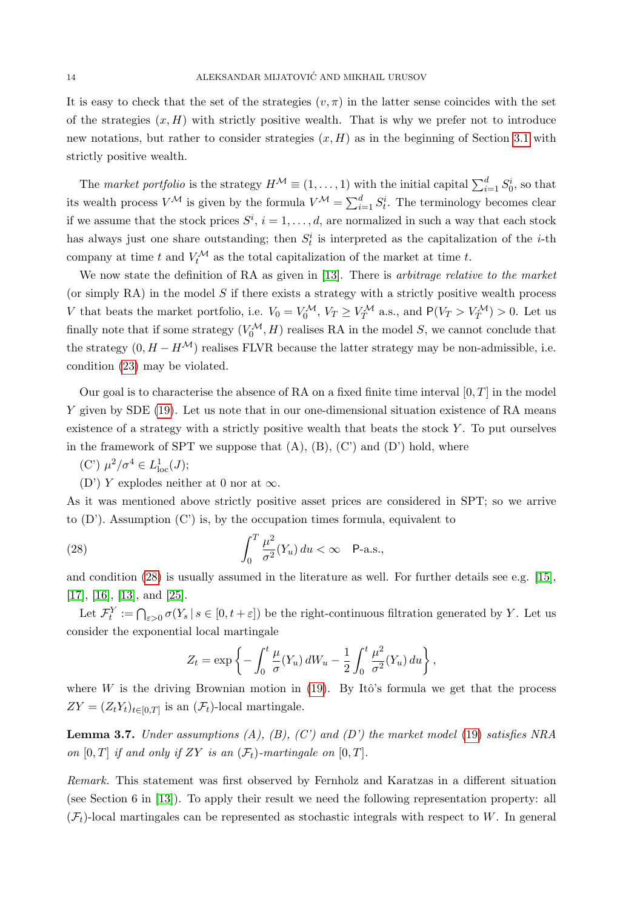It is easy to check that the set of the strategies $(v, \pi)$ in the latter sense coincides with the set of the strategies $(x, H)$ with strictly positive wealth. That is why we prefer not to introduce new notations, but rather to consider strategies $(x, H)$ as in the beginning of Section 3.1 with strictly positive wealth.

The *market portfolio* is the strategy $H^{\mathcal{M}} \equiv (1, \dots, 1)$ with the initial capital $\sum_{i=1}^d S_0^i$, so that its wealth process $V^{\mathcal{M}}$ is given by the formula $V^{\mathcal{M}} = \sum_{i=1}^d S_t^i$. The terminology becomes clear if we assume that the stock prices $S^i$, $i = 1, \dots, d$, are normalized in such a way that each stock has always just one share outstanding; then $S_t^i$ is interpreted as the capitalization of the $i$-th company at time $t$ and $V_t^{\mathcal{M}}$ as the total capitalization of the market at time $t$.

We now state the definition of RA as given in [13]. There is *arbitrage relative to the market* (or simply RA) in the model $S$ if there exists a strategy with a strictly positive wealth process $V$ that beats the market portfolio, i.e. $V_0 = V_0^{\mathcal{M}}$, $V_T \geq V_T^{\mathcal{M}}$ a.s., and $\mathsf{P}(V_T > V_T^{\mathcal{M}}) > 0$. Let us finally note that if some strategy $(V_0^{\mathcal{M}}, H)$ realises RA in the model $S$, we cannot conclude that the strategy $(0, H - H^{\mathcal{M}})$ realises FLVR because the latter strategy may be non-admissible, i.e. condition (23) may be violated.

Our goal is to characterise the absence of RA on a fixed finite time interval $[0, T]$ in the model $Y$ given by SDE (19). Let us note that in our one-dimensional situation existence of RA means existence of a strategy with a strictly positive wealth that beats the stock $Y$. To put ourselves in the framework of SPT we suppose that (A), (B), (C') and (D') hold, where

(C') $\mu^2/\sigma^4 \in L^1_{\text{loc}}(J)$;

(D') $Y$ explodes neither at 0 nor at $\infty$.

As it was mentioned above strictly positive asset prices are considered in SPT; so we arrive to (D'). Assumption (C') is, by the occupation times formula, equivalent to

$$\int_0^T \frac{\mu^2}{\sigma^2}(Y_u)\, du < \infty \quad \mathsf{P}\text{-a.s.,} \tag{28}$$

and condition (28) is usually assumed in the literature as well. For further details see e.g. [15], [17], [16], [13], and [25].

Let $\mathcal{F}_t^Y := \bigcap_{\varepsilon > 0} \sigma(Y_s \,|\, s \in [0, t + \varepsilon])$ be the right-continuous filtration generated by $Y$. Let us consider the exponential local martingale

$$Z_t = \exp\left\{ -\int_0^t \frac{\mu}{\sigma}(Y_u)\, dW_u - \frac{1}{2}\int_0^t \frac{\mu^2}{\sigma^2}(Y_u)\, du \right\},$$

where $W$ is the driving Brownian motion in (19). By Itô's formula we get that the process $ZY = (Z_t Y_t)_{t \in [0,T]}$ is an $(\mathcal{F}_t)$-local martingale.

**Lemma 3.7.** *Under assumptions (A), (B), (C') and (D') the market model (19) satisfies NRA on $[0, T]$ if and only if $ZY$ is an $(\mathcal{F}_t)$-martingale on $[0, T]$.*

*Remark.* This statement was first observed by Fernholz and Karatzas in a different situation (see Section 6 in [13]). To apply their result we need the following representation property: all $(\mathcal{F}_t)$-local martingales can be represented as stochastic integrals with respect to $W$. In general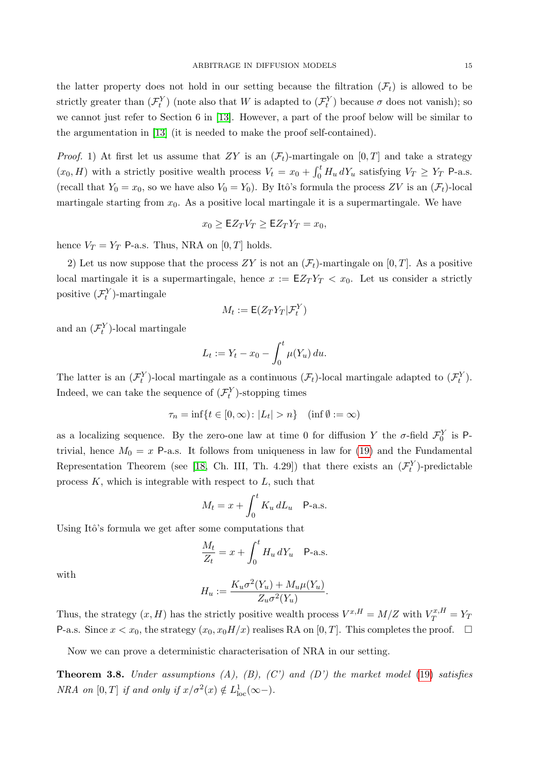the latter property does not hold in our setting because the filtration $(\mathcal{F}_t)$ is allowed to be strictly greater than $(\mathcal{F}_t^Y)$ (note also that $W$ is adapted to $(\mathcal{F}_t^Y)$ because $\sigma$ does not vanish); so we cannot just refer to Section 6 in [13]. However, a part of the proof below will be similar to the argumentation in [13] (it is needed to make the proof self-contained).

*Proof.* 1) At first let us assume that $ZY$ is an $(\mathcal{F}_t)$-martingale on $[0,T]$ and take a strategy $(x_0, H)$ with a strictly positive wealth process $V_t = x_0 + \int_0^t H_u\, dY_u$ satisfying $V_T \geq Y_T$ P-a.s. (recall that $Y_0 = x_0$, so we have also $V_0 = Y_0$). By Itô's formula the process $ZV$ is an $(\mathcal{F}_t)$-local martingale starting from $x_0$. As a positive local martingale it is a supermartingale. We have

$$x_0 \geq \mathsf{E} Z_T V_T \geq \mathsf{E} Z_T Y_T = x_0,$$

hence $V_T = Y_T$ P-a.s. Thus, NRA on $[0,T]$ holds.

2) Let us now suppose that the process $ZY$ is not an $(\mathcal{F}_t)$-martingale on $[0,T]$. As a positive local martingale it is a supermartingale, hence $x := \mathsf{E} Z_T Y_T < x_0$. Let us consider a strictly positive $(\mathcal{F}_t^Y)$-martingale

$$M_t := \mathsf{E}(Z_T Y_T | \mathcal{F}_t^Y)$$

and an $(\mathcal{F}_t^Y)$-local martingale

$$L_t := Y_t - x_0 - \int_0^t \mu(Y_u)\, du.$$

The latter is an $(\mathcal{F}_t^Y)$-local martingale as a continuous $(\mathcal{F}_t)$-local martingale adapted to $(\mathcal{F}_t^Y)$. Indeed, we can take the sequence of $(\mathcal{F}_t^Y)$-stopping times

$$\tau_n = \inf\{t \in [0,\infty) \colon |L_t| > n\} \quad (\inf \emptyset := \infty)$$

as a localizing sequence. By the zero-one law at time 0 for diffusion $Y$ the $\sigma$-field $\mathcal{F}_0^Y$ is P-trivial, hence $M_0 = x$ P-a.s. It follows from uniqueness in law for (19) and the Fundamental Representation Theorem (see [18, Ch. III, Th. 4.29]) that there exists an $(\mathcal{F}_t^Y)$-predictable process $K$, which is integrable with respect to $L$, such that

$$M_t = x + \int_0^t K_u\, dL_u \quad \text{P-a.s.}$$

Using Itô's formula we get after some computations that

$$\frac{M_t}{Z_t} = x + \int_0^t H_u\, dY_u \quad \text{P-a.s.}$$

with

$$H_u := \frac{K_u \sigma^2(Y_u) + M_u \mu(Y_u)}{Z_u \sigma^2(Y_u)}.$$

Thus, the strategy $(x, H)$ has the strictly positive wealth process $V^{x,H} = M/Z$ with $V_T^{x,H} = Y_T$ P-a.s. Since $x < x_0$, the strategy $(x_0, x_0 H/x)$ realises RA on $[0,T]$. This completes the proof. $\square$

Now we can prove a deterministic characterisation of NRA in our setting.

**Theorem 3.8.** *Under assumptions (A), (B), (C') and (D') the market model* (19) *satisfies NRA on* $[0,T]$ *if and only if* $x/\sigma^2(x) \notin L^1_{\text{loc}}(\infty-)$.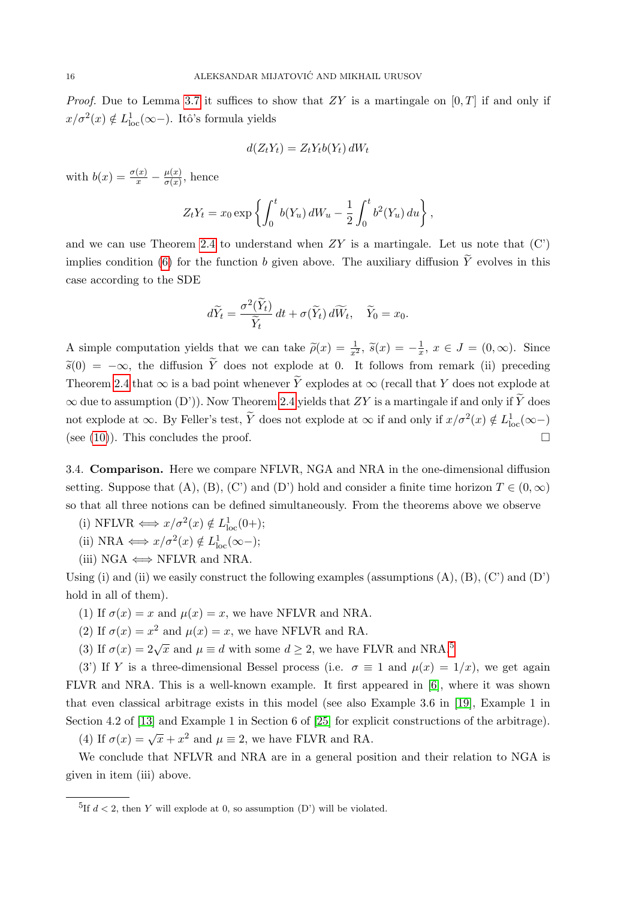*Proof.* Due to Lemma 3.7 it suffices to show that $ZY$ is a martingale on $[0,T]$ if and only if $x/\sigma^2(x) \notin L^1_{\text{loc}}(\infty-)$. Itô's formula yields

$$d(Z_t Y_t) = Z_t Y_t b(Y_t)\, dW_t$$

with $b(x) = \frac{\sigma(x)}{x} - \frac{\mu(x)}{\sigma(x)}$, hence

$$Z_t Y_t = x_0 \exp\left\{ \int_0^t b(Y_u)\, dW_u - \frac{1}{2}\int_0^t b^2(Y_u)\, du \right\},$$

and we can use Theorem 2.4 to understand when $ZY$ is a martingale. Let us note that (C') implies condition (6) for the function $b$ given above. The auxiliary diffusion $\widetilde{Y}$ evolves in this case according to the SDE

$$d\widetilde{Y}_t = \frac{\sigma^2(\widetilde{Y}_t)}{\widetilde{Y}_t}\, dt + \sigma(\widetilde{Y}_t)\, d\widetilde{W}_t, \quad \widetilde{Y}_0 = x_0.$$

A simple computation yields that we can take $\widetilde{\rho}(x) = \frac{1}{x^2}$, $\widetilde{s}(x) = -\frac{1}{x}$, $x \in J = (0,\infty)$. Since $\widetilde{s}(0) = -\infty$, the diffusion $\widetilde{Y}$ does not explode at 0. It follows from remark (ii) preceding Theorem 2.4 that $\infty$ is a bad point whenever $\widetilde{Y}$ explodes at $\infty$ (recall that $Y$ does not explode at $\infty$ due to assumption (D')). Now Theorem 2.4 yields that $ZY$ is a martingale if and only if $\widetilde{Y}$ does not explode at $\infty$. By Feller's test, $\widetilde{Y}$ does not explode at $\infty$ if and only if $x/\sigma^2(x) \notin L^1_{\text{loc}}(\infty-)$ (see (10)). This concludes the proof. $\square$

3.4. **Comparison.** Here we compare NFLVR, NGA and NRA in the one-dimensional diffusion setting. Suppose that (A), (B), (C') and (D') hold and consider a finite time horizon $T \in (0,\infty)$ so that all three notions can be defined simultaneously. From the theorems above we observe

(i) NFLVR $\iff x/\sigma^2(x) \notin L^1_{\text{loc}}(0+)$;

(ii) NRA $\iff x/\sigma^2(x) \notin L^1_{\text{loc}}(\infty-)$;

(iii) NGA $\iff$ NFLVR and NRA.

Using (i) and (ii) we easily construct the following examples (assumptions (A), (B), (C') and (D') hold in all of them).

(1) If $\sigma(x) = x$ and $\mu(x) = x$, we have NFLVR and NRA.

(2) If $\sigma(x) = x^2$ and $\mu(x) = x$, we have NFLVR and RA.

(3) If $\sigma(x) = 2\sqrt{x}$ and $\mu \equiv d$ with some $d \geq 2$, we have FLVR and NRA.[5]

(3') If $Y$ is a three-dimensional Bessel process (i.e. $\sigma \equiv 1$ and $\mu(x) = 1/x$), we get again FLVR and NRA. This is a well-known example. It first appeared in [6], where it was shown that even classical arbitrage exists in this model (see also Example 3.6 in [19], Example 1 in Section 4.2 of [13] and Example 1 in Section 6 of [25] for explicit constructions of the arbitrage).

(4) If $\sigma(x) = \sqrt{x} + x^2$ and $\mu \equiv 2$, we have FLVR and RA.

We conclude that NFLVR and NRA are in a general position and their relation to NGA is given in item (iii) above.

[5] If $d < 2$, then $Y$ will explode at 0, so assumption (D') will be violated.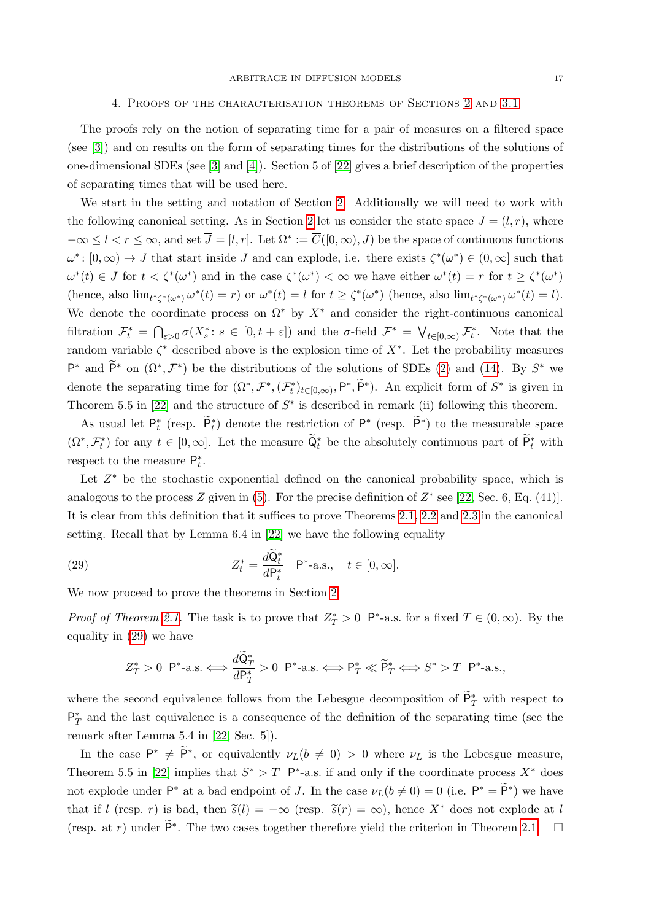## 4. Proofs of the characterisation theorems of Sections 2 and 3.1

The proofs rely on the notion of separating time for a pair of measures on a filtered space (see [3]) and on results on the form of separating times for the distributions of the solutions of one-dimensional SDEs (see [3] and [4]). Section 5 of [22] gives a brief description of the properties of separating times that will be used here.

We start in the setting and notation of Section 2. Additionally we will need to work with the following canonical setting. As in Section 2 let us consider the state space $J = (l, r)$, where $-\infty \le l < r \le \infty$, and set $\overline{J} = [l, r]$. Let $\Omega^* := \overline{C}([0,\infty), J)$ be the space of continuous functions $\omega^* \colon [0,\infty) \to \overline{J}$ that start inside $J$ and can explode, i.e. there exists $\zeta^*(\omega^*) \in (0,\infty]$ such that $\omega^*(t) \in J$ for $t < \zeta^*(\omega^*)$ and in the case $\zeta^*(\omega^*) < \infty$ we have either $\omega^*(t) = r$ for $t \ge \zeta^*(\omega^*)$ (hence, also $\lim_{t\uparrow\zeta^*(\omega^*)} \omega^*(t) = r$) or $\omega^*(t) = l$ for $t \ge \zeta^*(\omega^*)$ (hence, also $\lim_{t\uparrow\zeta^*(\omega^*)} \omega^*(t) = l$). We denote the coordinate process on $\Omega^*$ by $X^*$ and consider the right-continuous canonical filtration $\mathcal{F}_t^* = \bigcap_{\varepsilon>0} \sigma(X_s^* \colon s \in [0, t+\varepsilon])$ and the $\sigma$-field $\mathcal{F}^* = \bigvee_{t\in[0,\infty)} \mathcal{F}_t^*$. Note that the random variable $\zeta^*$ described above is the explosion time of $X^*$. Let the probability measures $\mathsf{P}^*$ and $\widetilde{\mathsf{P}}^*$ on $(\Omega^*, \mathcal{F}^*)$ be the distributions of the solutions of SDEs (2) and (14). By $S^*$ we denote the separating time for $(\Omega^*, \mathcal{F}^*, (\mathcal{F}_t^*)_{t\in[0,\infty)}, \mathsf{P}^*, \widetilde{\mathsf{P}}^*)$. An explicit form of $S^*$ is given in Theorem 5.5 in [22] and the structure of $S^*$ is described in remark (ii) following this theorem.

As usual let $\mathsf{P}_t^*$ (resp. $\widetilde{\mathsf{P}}_t^*$) denote the restriction of $\mathsf{P}^*$ (resp. $\widetilde{\mathsf{P}}^*$) to the measurable space $(\Omega^*, \mathcal{F}_t^*)$ for any $t \in [0,\infty]$. Let the measure $\widetilde{\mathsf{Q}}_t^*$ be the absolutely continuous part of $\widetilde{\mathsf{P}}_t^*$ with respect to the measure $\mathsf{P}_t^*$.

Let $Z^*$ be the stochastic exponential defined on the canonical probability space, which is analogous to the process $Z$ given in (5). For the precise definition of $Z^*$ see [22, Sec. 6, Eq. (41)]. It is clear from this definition that it suffices to prove Theorems 2.1, 2.2 and 2.3 in the canonical setting. Recall that by Lemma 6.4 in [22] we have the following equality

$$Z_t^* = \frac{d\widetilde{\mathsf{Q}}_t^*}{d\mathsf{P}_t^*} \quad \mathsf{P}^*\text{-a.s.}, \quad t \in [0,\infty]. \tag{29}$$

We now proceed to prove the theorems in Section 2.

*Proof of Theorem 2.1.* The task is to prove that $Z_T^* > 0$ $\mathsf{P}^*$-a.s. for a fixed $T \in (0,\infty)$. By the equality in (29) we have

$$Z_T^* > 0 \ \ \mathsf{P}^*\text{-a.s.} \iff \frac{d\widetilde{\mathsf{Q}}_T^*}{d\mathsf{P}_T^*} > 0 \ \ \mathsf{P}^*\text{-a.s.} \iff \mathsf{P}_T^* \ll \widetilde{\mathsf{P}}_T^* \iff S^* > T \ \ \mathsf{P}^*\text{-a.s.},$$

where the second equivalence follows from the Lebesgue decomposition of $\widetilde{\mathsf{P}}_T^*$ with respect to $\mathsf{P}_T^*$ and the last equivalence is a consequence of the definition of the separating time (see the remark after Lemma 5.4 in [22, Sec. 5]).

In the case $\mathsf{P}^* \neq \widetilde{\mathsf{P}}^*$, or equivalently $\nu_L(b \neq 0) > 0$ where $\nu_L$ is the Lebesgue measure, Theorem 5.5 in [22] implies that $S^* > T$ $\mathsf{P}^*$-a.s. if and only if the coordinate process $X^*$ does not explode under $\mathsf{P}^*$ at a bad endpoint of $J$. In the case $\nu_L(b \neq 0) = 0$ (i.e. $\mathsf{P}^* = \widetilde{\mathsf{P}}^*$) we have that if $l$ (resp. $r$) is bad, then $\widetilde{s}(l) = -\infty$ (resp. $\widetilde{s}(r) = \infty$), hence $X^*$ does not explode at $l$ (resp. at $r$) under $\widetilde{\mathsf{P}}^*$. The two cases together therefore yield the criterion in Theorem 2.1. $\square$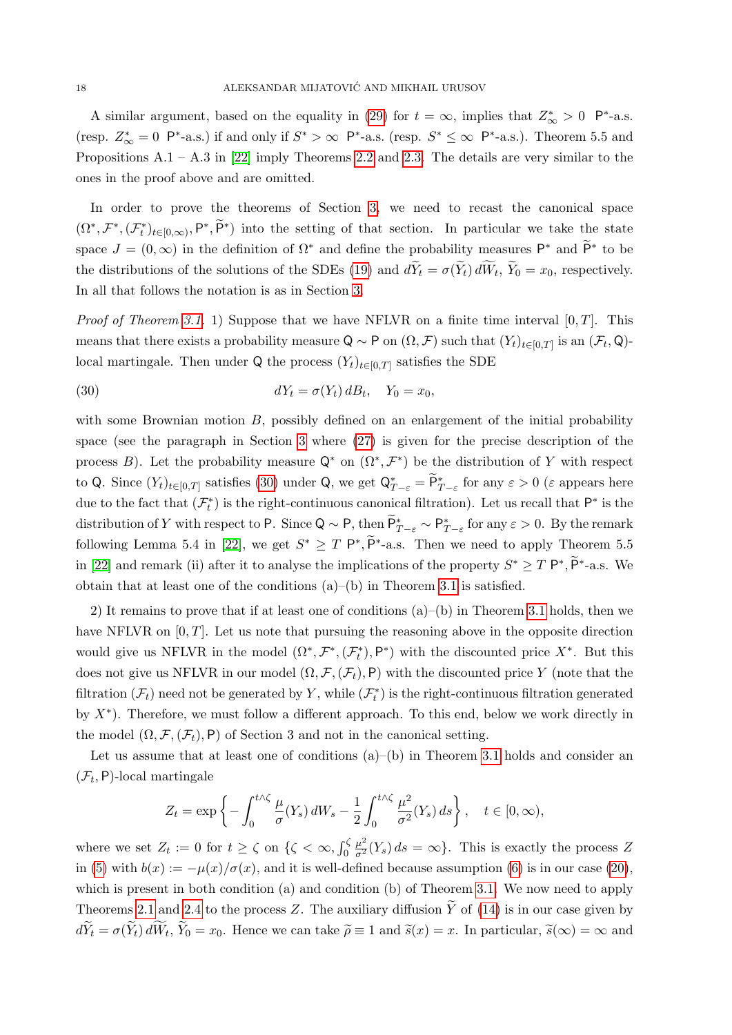A similar argument, based on the equality in (29) for $t = \infty$, implies that $Z^*_\infty > 0$ $\mathsf{P}^*$-a.s. (resp. $Z^*_\infty = 0$ $\mathsf{P}^*$-a.s.) if and only if $S^* > \infty$ $\mathsf{P}^*$-a.s. (resp. $S^* \le \infty$ $\mathsf{P}^*$-a.s.). Theorem 5.5 and Propositions A.1 – A.3 in [22] imply Theorems 2.2 and 2.3. The details are very similar to the ones in the proof above and are omitted.

In order to prove the theorems of Section 3, we need to recast the canonical space $(\Omega^*, \mathcal{F}^*, (\mathcal{F}^*_t)_{t\in[0,\infty)}, \mathsf{P}^*, \widetilde{\mathsf{P}}^*)$ into the setting of that section. In particular we take the state space $J = (0, \infty)$ in the definition of $\Omega^*$ and define the probability measures $\mathsf{P}^*$ and $\widetilde{\mathsf{P}}^*$ to be the distributions of the solutions of the SDEs (19) and $d\widetilde{Y}_t = \sigma(\widetilde{Y}_t)\, d\widetilde{W}_t$, $\widetilde{Y}_0 = x_0$, respectively. In all that follows the notation is as in Section 3.

*Proof of Theorem 3.1.* 1) Suppose that we have NFLVR on a finite time interval $[0, T]$. This means that there exists a probability measure $\mathsf{Q} \sim \mathsf{P}$ on $(\Omega, \mathcal{F})$ such that $(Y_t)_{t\in[0,T]}$ is an $(\mathcal{F}_t, \mathsf{Q})$-local martingale. Then under $\mathsf{Q}$ the process $(Y_t)_{t\in[0,T]}$ satisfies the SDE

$$dY_t = \sigma(Y_t)\, dB_t, \quad Y_0 = x_0, \tag{30}$$

with some Brownian motion $B$, possibly defined on an enlargement of the initial probability space (see the paragraph in Section 3 where (27) is given for the precise description of the process $B$). Let the probability measure $\mathsf{Q}^*$ on $(\Omega^*, \mathcal{F}^*)$ be the distribution of $Y$ with respect to $\mathsf{Q}$. Since $(Y_t)_{t\in[0,T]}$ satisfies (30) under $\mathsf{Q}$, we get $\mathsf{Q}^*_{T-\varepsilon} = \widetilde{\mathsf{P}}^*_{T-\varepsilon}$ for any $\varepsilon > 0$ ($\varepsilon$ appears here due to the fact that $(\mathcal{F}^*_t)$ is the right-continuous canonical filtration). Let us recall that $\mathsf{P}^*$ is the distribution of $Y$ with respect to $\mathsf{P}$. Since $\mathsf{Q} \sim \mathsf{P}$, then $\widetilde{\mathsf{P}}^*_{T-\varepsilon} \sim \mathsf{P}^*_{T-\varepsilon}$ for any $\varepsilon > 0$. By the remark following Lemma 5.4 in [22], we get $S^* \ge T$ $\mathsf{P}^*, \widetilde{\mathsf{P}}^*$-a.s. Then we need to apply Theorem 5.5 in [22] and remark (ii) after it to analyse the implications of the property $S^* \ge T$ $\mathsf{P}^*, \widetilde{\mathsf{P}}^*$-a.s. We obtain that at least one of the conditions (a)–(b) in Theorem 3.1 is satisfied.

2) It remains to prove that if at least one of conditions (a)–(b) in Theorem 3.1 holds, then we have NFLVR on $[0, T]$. Let us note that pursuing the reasoning above in the opposite direction would give us NFLVR in the model $(\Omega^*, \mathcal{F}^*, (\mathcal{F}^*_t), \mathsf{P}^*)$ with the discounted price $X^*$. But this does not give us NFLVR in our model $(\Omega, \mathcal{F}, (\mathcal{F}_t), \mathsf{P})$ with the discounted price $Y$ (note that the filtration $(\mathcal{F}_t)$ need not be generated by $Y$, while $(\mathcal{F}^*_t)$ is the right-continuous filtration generated by $X^*$). Therefore, we must follow a different approach. To this end, below we work directly in the model $(\Omega, \mathcal{F}, (\mathcal{F}_t), \mathsf{P})$ of Section 3 and not in the canonical setting.

Let us assume that at least one of conditions (a)–(b) in Theorem 3.1 holds and consider an $(\mathcal{F}_t, \mathsf{P})$-local martingale

$$Z_t = \exp\left\{ -\int_0^{t\wedge\zeta} \frac{\mu}{\sigma}(Y_s)\, dW_s - \frac{1}{2}\int_0^{t\wedge\zeta} \frac{\mu^2}{\sigma^2}(Y_s)\, ds \right\}, \quad t \in [0, \infty),$$

where we set $Z_t := 0$ for $t \ge \zeta$ on $\{\zeta < \infty, \int_0^\zeta \frac{\mu^2}{\sigma^2}(Y_s)\, ds = \infty\}$. This is exactly the process $Z$ in (5) with $b(x) := -\mu(x)/\sigma(x)$, and it is well-defined because assumption (6) is in our case (20), which is present in both condition (a) and condition (b) of Theorem 3.1. We now need to apply Theorems 2.1 and 2.4 to the process $Z$. The auxiliary diffusion $\widetilde{Y}$ of (14) is in our case given by $d\widetilde{Y}_t = \sigma(\widetilde{Y}_t)\, d\widetilde{W}_t$, $\widetilde{Y}_0 = x_0$. Hence we can take $\widetilde{\rho} \equiv 1$ and $\widetilde{s}(x) = x$. In particular, $\widetilde{s}(\infty) = \infty$ and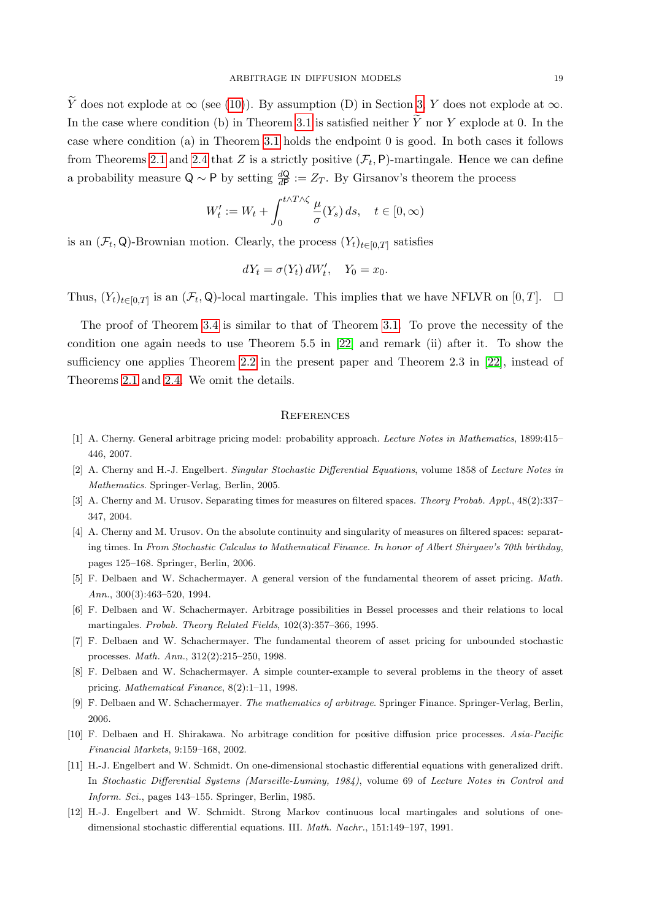$\widetilde{Y}$ does not explode at $\infty$ (see (10)). By assumption (D) in Section 3, $Y$ does not explode at $\infty$. In the case where condition (b) in Theorem 3.1 is satisfied neither $\widetilde{Y}$ nor $Y$ explode at 0. In the case where condition (a) in Theorem 3.1 holds the endpoint 0 is good. In both cases it follows from Theorems 2.1 and 2.4 that $Z$ is a strictly positive $(\mathcal{F}_t, \mathsf{P})$-martingale. Hence we can define a probability measure $\mathsf{Q} \sim \mathsf{P}$ by setting $\frac{d\mathsf{Q}}{d\mathsf{P}} := Z_T$. By Girsanov's theorem the process

$$W_t' := W_t + \int_0^{t \wedge T \wedge \zeta} \frac{\mu}{\sigma}(Y_s)\, ds, \quad t \in [0, \infty)$$

is an $(\mathcal{F}_t, \mathsf{Q})$-Brownian motion. Clearly, the process $(Y_t)_{t \in [0,T]}$ satisfies

$$dY_t = \sigma(Y_t)\, dW_t', \quad Y_0 = x_0.$$

Thus, $(Y_t)_{t \in [0,T]}$ is an $(\mathcal{F}_t, \mathsf{Q})$-local martingale. This implies that we have NFLVR on $[0, T]$. $\square$

The proof of Theorem 3.4 is similar to that of Theorem 3.1. To prove the necessity of the condition one again needs to use Theorem 5.5 in [22] and remark (ii) after it. To show the sufficiency one applies Theorem 2.2 in the present paper and Theorem 2.3 in [22], instead of Theorems 2.1 and 2.4. We omit the details.

## References

[1] A. Cherny. General arbitrage pricing model: probability approach. *Lecture Notes in Mathematics*, 1899:415–446, 2007.

[2] A. Cherny and H.-J. Engelbert. *Singular Stochastic Differential Equations*, volume 1858 of *Lecture Notes in Mathematics*. Springer-Verlag, Berlin, 2005.

[3] A. Cherny and M. Urusov. Separating times for measures on filtered spaces. *Theory Probab. Appl.*, 48(2):337–347, 2004.

[4] A. Cherny and M. Urusov. On the absolute continuity and singularity of measures on filtered spaces: separating times. In *From Stochastic Calculus to Mathematical Finance. In honor of Albert Shiryaev's 70th birthday*, pages 125–168. Springer, Berlin, 2006.

[5] F. Delbaen and W. Schachermayer. A general version of the fundamental theorem of asset pricing. *Math. Ann.*, 300(3):463–520, 1994.

[6] F. Delbaen and W. Schachermayer. Arbitrage possibilities in Bessel processes and their relations to local martingales. *Probab. Theory Related Fields*, 102(3):357–366, 1995.

[7] F. Delbaen and W. Schachermayer. The fundamental theorem of asset pricing for unbounded stochastic processes. *Math. Ann.*, 312(2):215–250, 1998.

[8] F. Delbaen and W. Schachermayer. A simple counter-example to several problems in the theory of asset pricing. *Mathematical Finance*, 8(2):1–11, 1998.

[9] F. Delbaen and W. Schachermayer. *The mathematics of arbitrage*. Springer Finance. Springer-Verlag, Berlin, 2006.

[10] F. Delbaen and H. Shirakawa. No arbitrage condition for positive diffusion price processes. *Asia-Pacific Financial Markets*, 9:159–168, 2002.

[11] H.-J. Engelbert and W. Schmidt. On one-dimensional stochastic differential equations with generalized drift. In *Stochastic Differential Systems (Marseille-Luminy, 1984)*, volume 69 of *Lecture Notes in Control and Inform. Sci.*, pages 143–155. Springer, Berlin, 1985.

[12] H.-J. Engelbert and W. Schmidt. Strong Markov continuous local martingales and solutions of one-dimensional stochastic differential equations. III. *Math. Nachr.*, 151:149–197, 1991.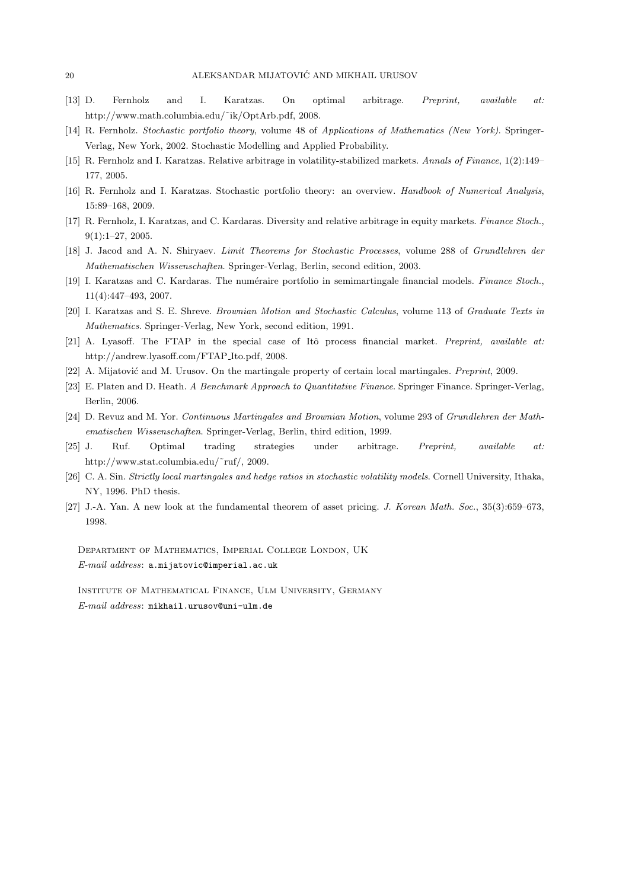[13] D. Fernholz and I. Karatzas. On optimal arbitrage. *Preprint, available at:* http://www.math.columbia.edu/~ik/OptArb.pdf, 2008.

[14] R. Fernholz. *Stochastic portfolio theory*, volume 48 of *Applications of Mathematics (New York)*. Springer-Verlag, New York, 2002. Stochastic Modelling and Applied Probability.

[15] R. Fernholz and I. Karatzas. Relative arbitrage in volatility-stabilized markets. *Annals of Finance*, 1(2):149–177, 2005.

[16] R. Fernholz and I. Karatzas. Stochastic portfolio theory: an overview. *Handbook of Numerical Analysis*, 15:89–168, 2009.

[17] R. Fernholz, I. Karatzas, and C. Kardaras. Diversity and relative arbitrage in equity markets. *Finance Stoch.*, 9(1):1–27, 2005.

[18] J. Jacod and A. N. Shiryaev. *Limit Theorems for Stochastic Processes*, volume 288 of *Grundlehren der Mathematischen Wissenschaften*. Springer-Verlag, Berlin, second edition, 2003.

[19] I. Karatzas and C. Kardaras. The numéraire portfolio in semimartingale financial models. *Finance Stoch.*, 11(4):447–493, 2007.

[20] I. Karatzas and S. E. Shreve. *Brownian Motion and Stochastic Calculus*, volume 113 of *Graduate Texts in Mathematics*. Springer-Verlag, New York, second edition, 1991.

[21] A. Lyasoff. The FTAP in the special case of Itô process financial market. *Preprint, available at:* http://andrew.lyasoff.com/FTAP_Ito.pdf, 2008.

[22] A. Mijatović and M. Urusov. On the martingale property of certain local martingales. *Preprint*, 2009.

[23] E. Platen and D. Heath. *A Benchmark Approach to Quantitative Finance*. Springer Finance. Springer-Verlag, Berlin, 2006.

[24] D. Revuz and M. Yor. *Continuous Martingales and Brownian Motion*, volume 293 of *Grundlehren der Mathematischen Wissenschaften*. Springer-Verlag, Berlin, third edition, 1999.

[25] J. Ruf. Optimal trading strategies under arbitrage. *Preprint, available at:* http://www.stat.columbia.edu/~ruf/, 2009.

[26] C. A. Sin. *Strictly local martingales and hedge ratios in stochastic volatility models*. Cornell University, Ithaka, NY, 1996. PhD thesis.

[27] J.-A. Yan. A new look at the fundamental theorem of asset pricing. *J. Korean Math. Soc.*, 35(3):659–673, 1998.

Department of Mathematics, Imperial College London, UK
*E-mail address*: `a.mijatovic@imperial.ac.uk`

Institute of Mathematical Finance, Ulm University, Germany
*E-mail address*: `mikhail.urusov@uni-ulm.de`